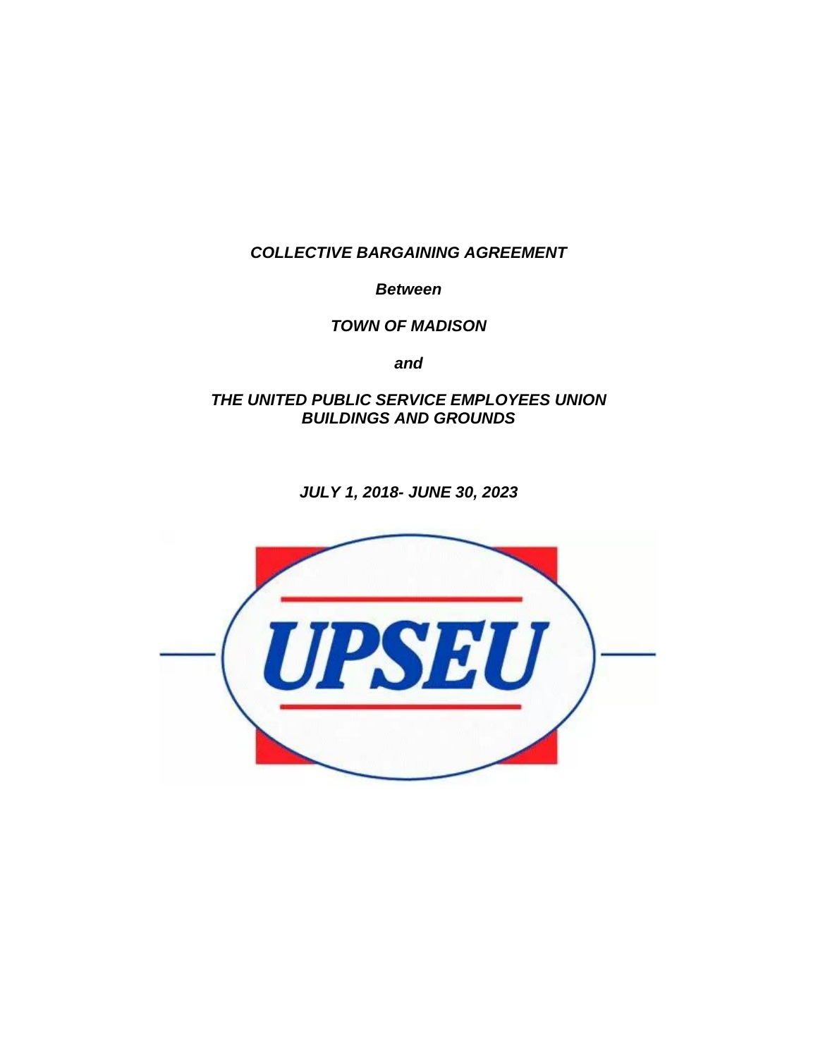***COLLECTIVE BARGAINING AGREEMENT***

***Between***

***TOWN OF MADISON***

***and***

***THE UNITED PUBLIC SERVICE EMPLOYEES UNION BUILDINGS AND GROUNDS***

***JULY 1, 2018- JUNE 30, 2023***

UPSEU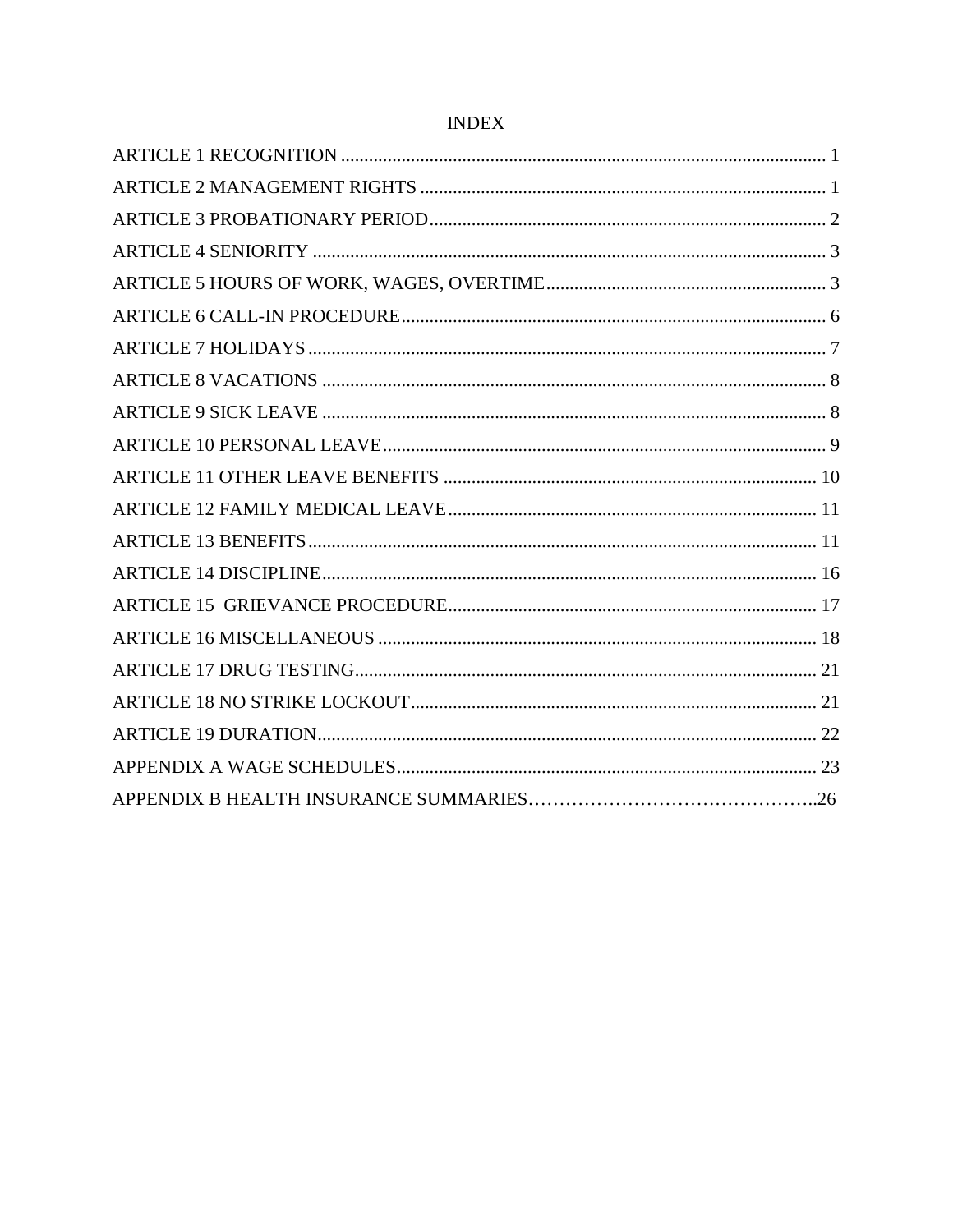# INDEX

ARTICLE 1 RECOGNITION ........................................................................................................ 1

ARTICLE 2 MANAGEMENT RIGHTS ....................................................................................... 1

ARTICLE 3 PROBATIONARY PERIOD..................................................................................... 2

ARTICLE 4 SENIORITY ............................................................................................................. 3

ARTICLE 5 HOURS OF WORK, WAGES, OVERTIME............................................................ 3

ARTICLE 6 CALL-IN PROCEDURE........................................................................................... 6

ARTICLE 7 HOLIDAYS .............................................................................................................. 7

ARTICLE 8 VACATIONS ........................................................................................................... 8

ARTICLE 9 SICK LEAVE ........................................................................................................... 8

ARTICLE 10 PERSONAL LEAVE.............................................................................................. 9

ARTICLE 11 OTHER LEAVE BENEFITS ................................................................................ 10

ARTICLE 12 FAMILY MEDICAL LEAVE............................................................................... 11

ARTICLE 13 BENEFITS............................................................................................................ 11

ARTICLE 14 DISCIPLINE......................................................................................................... 16

ARTICLE 15 GRIEVANCE PROCEDURE............................................................................... 17

ARTICLE 16 MISCELLANEOUS ............................................................................................. 18

ARTICLE 17 DRUG TESTING.................................................................................................. 21

ARTICLE 18 NO STRIKE LOCKOUT...................................................................................... 21

ARTICLE 19 DURATION.......................................................................................................... 22

APPENDIX A WAGE SCHEDULES......................................................................................... 23

APPENDIX B HEALTH INSURANCE SUMMARIES………………………………………..26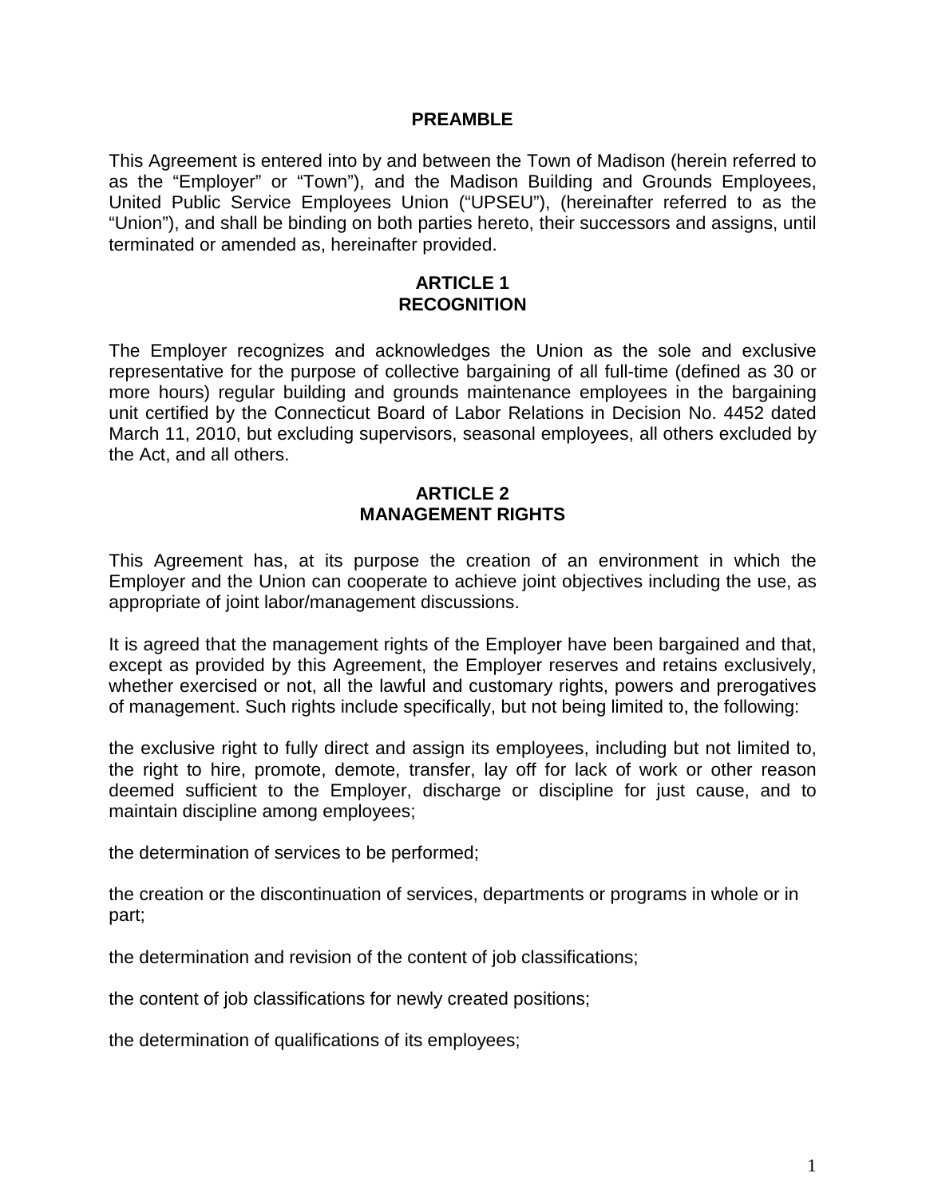## PREAMBLE

This Agreement is entered into by and between the Town of Madison (herein referred to as the "Employer" or "Town"), and the Madison Building and Grounds Employees, United Public Service Employees Union ("UPSEU"), (hereinafter referred to as the "Union"), and shall be binding on both parties hereto, their successors and assigns, until terminated or amended as, hereinafter provided.

## ARTICLE 1
## RECOGNITION

The Employer recognizes and acknowledges the Union as the sole and exclusive representative for the purpose of collective bargaining of all full-time (defined as 30 or more hours) regular building and grounds maintenance employees in the bargaining unit certified by the Connecticut Board of Labor Relations in Decision No. 4452 dated March 11, 2010, but excluding supervisors, seasonal employees, all others excluded by the Act, and all others.

## ARTICLE 2
## MANAGEMENT RIGHTS

This Agreement has, at its purpose the creation of an environment in which the Employer and the Union can cooperate to achieve joint objectives including the use, as appropriate of joint labor/management discussions.

It is agreed that the management rights of the Employer have been bargained and that, except as provided by this Agreement, the Employer reserves and retains exclusively, whether exercised or not, all the lawful and customary rights, powers and prerogatives of management. Such rights include specifically, but not being limited to, the following:

the exclusive right to fully direct and assign its employees, including but not limited to, the right to hire, promote, demote, transfer, lay off for lack of work or other reason deemed sufficient to the Employer, discharge or discipline for just cause, and to maintain discipline among employees;

the determination of services to be performed;

the creation or the discontinuation of services, departments or programs in whole or in part;

the determination and revision of the content of job classifications;

the content of job classifications for newly created positions;

the determination of qualifications of its employees;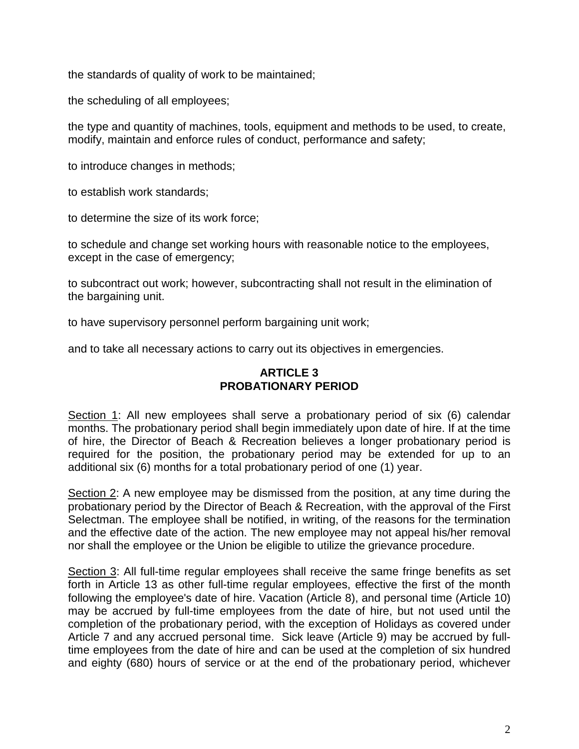the standards of quality of work to be maintained;

the scheduling of all employees;

the type and quantity of machines, tools, equipment and methods to be used, to create, modify, maintain and enforce rules of conduct, performance and safety;

to introduce changes in methods;

to establish work standards;

to determine the size of its work force;

to schedule and change set working hours with reasonable notice to the employees, except in the case of emergency;

to subcontract out work; however, subcontracting shall not result in the elimination of the bargaining unit.

to have supervisory personnel perform bargaining unit work;

and to take all necessary actions to carry out its objectives in emergencies.

## ARTICLE 3
## PROBATIONARY PERIOD

Section 1: All new employees shall serve a probationary period of six (6) calendar months. The probationary period shall begin immediately upon date of hire. If at the time of hire, the Director of Beach & Recreation believes a longer probationary period is required for the position, the probationary period may be extended for up to an additional six (6) months for a total probationary period of one (1) year.

Section 2: A new employee may be dismissed from the position, at any time during the probationary period by the Director of Beach & Recreation, with the approval of the First Selectman. The employee shall be notified, in writing, of the reasons for the termination and the effective date of the action. The new employee may not appeal his/her removal nor shall the employee or the Union be eligible to utilize the grievance procedure.

Section 3: All full-time regular employees shall receive the same fringe benefits as set forth in Article 13 as other full-time regular employees, effective the first of the month following the employee's date of hire. Vacation (Article 8), and personal time (Article 10) may be accrued by full-time employees from the date of hire, but not used until the completion of the probationary period, with the exception of Holidays as covered under Article 7 and any accrued personal time. Sick leave (Article 9) may be accrued by full-time employees from the date of hire and can be used at the completion of six hundred and eighty (680) hours of service or at the end of the probationary period, whichever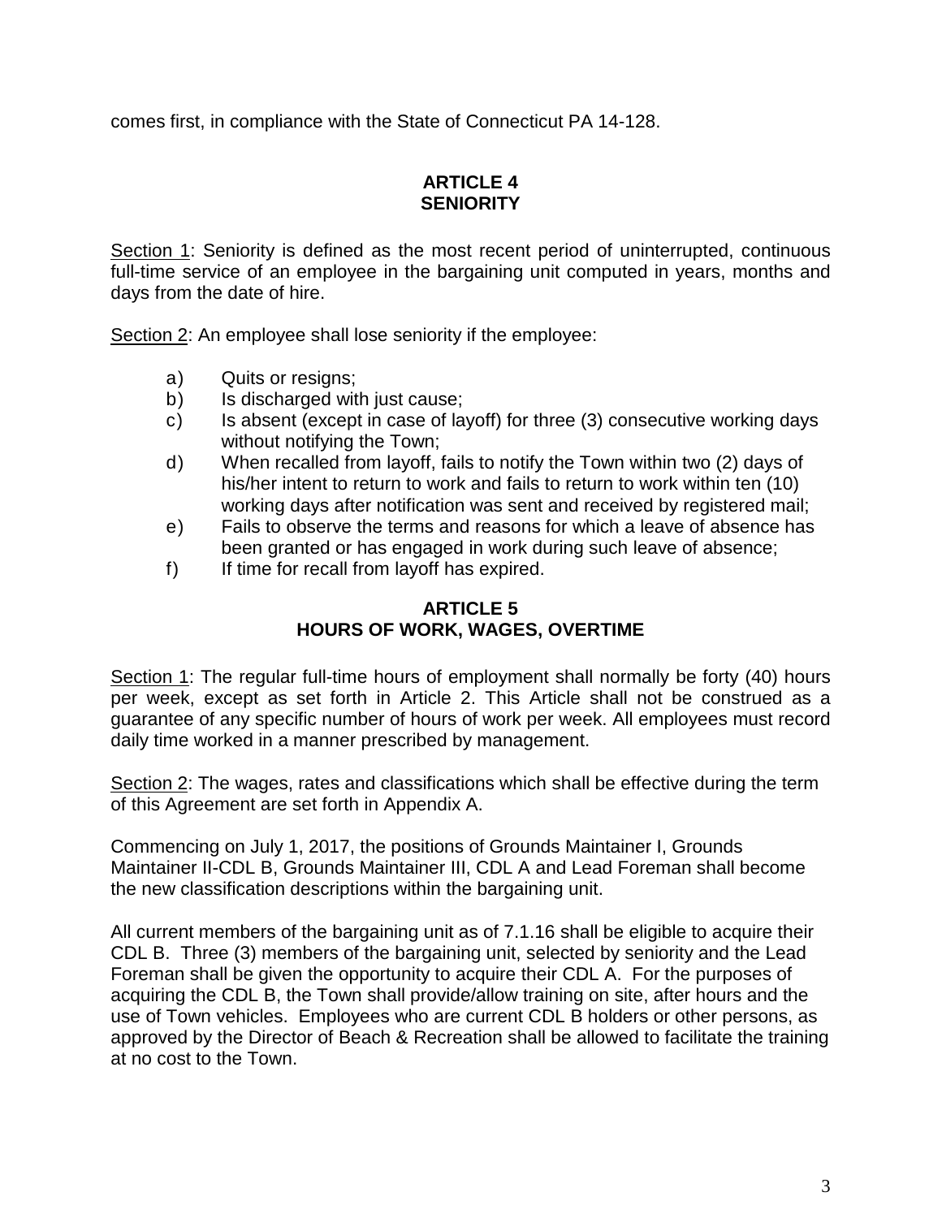comes first, in compliance with the State of Connecticut PA 14-128.

## ARTICLE 4
## SENIORITY

Section 1: Seniority is defined as the most recent period of uninterrupted, continuous full-time service of an employee in the bargaining unit computed in years, months and days from the date of hire.

Section 2: An employee shall lose seniority if the employee:

a) Quits or resigns;
b) Is discharged with just cause;
c) Is absent (except in case of layoff) for three (3) consecutive working days without notifying the Town;
d) When recalled from layoff, fails to notify the Town within two (2) days of his/her intent to return to work and fails to return to work within ten (10) working days after notification was sent and received by registered mail;
e) Fails to observe the terms and reasons for which a leave of absence has been granted or has engaged in work during such leave of absence;
f) If time for recall from layoff has expired.

## ARTICLE 5
## HOURS OF WORK, WAGES, OVERTIME

Section 1: The regular full-time hours of employment shall normally be forty (40) hours per week, except as set forth in Article 2. This Article shall not be construed as a guarantee of any specific number of hours of work per week. All employees must record daily time worked in a manner prescribed by management.

Section 2: The wages, rates and classifications which shall be effective during the term of this Agreement are set forth in Appendix A.

Commencing on July 1, 2017, the positions of Grounds Maintainer I, Grounds Maintainer II-CDL B, Grounds Maintainer III, CDL A and Lead Foreman shall become the new classification descriptions within the bargaining unit.

All current members of the bargaining unit as of 7.1.16 shall be eligible to acquire their CDL B. Three (3) members of the bargaining unit, selected by seniority and the Lead Foreman shall be given the opportunity to acquire their CDL A. For the purposes of acquiring the CDL B, the Town shall provide/allow training on site, after hours and the use of Town vehicles. Employees who are current CDL B holders or other persons, as approved by the Director of Beach & Recreation shall be allowed to facilitate the training at no cost to the Town.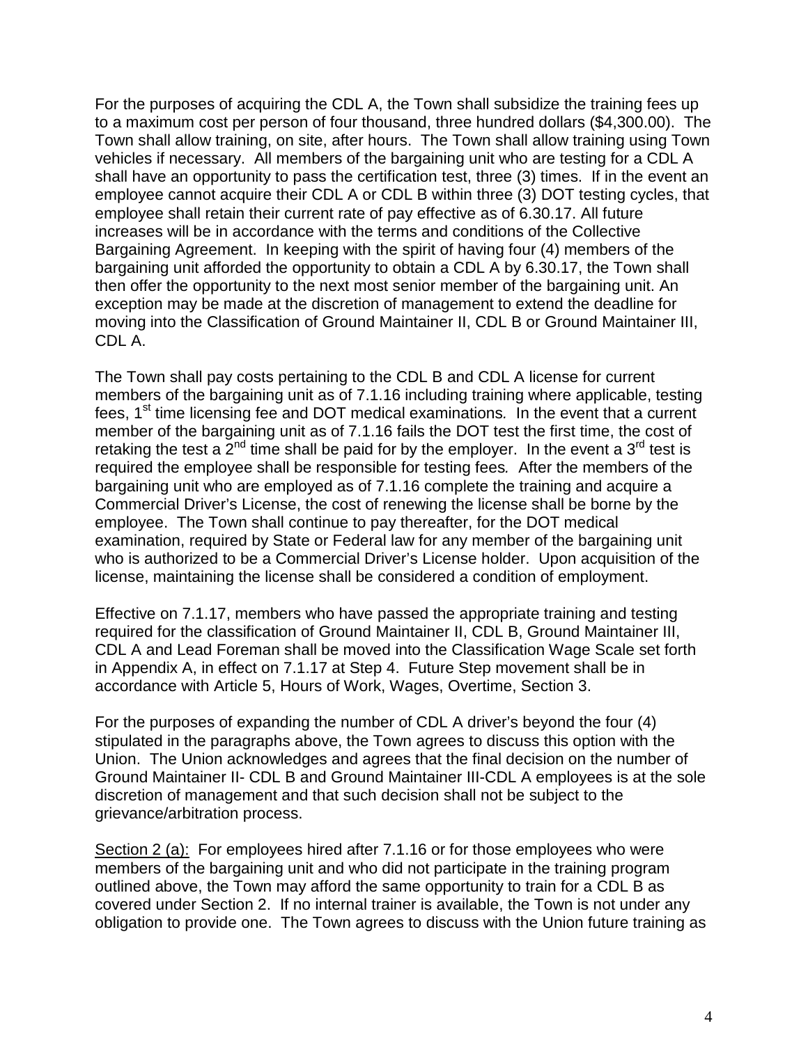For the purposes of acquiring the CDL A, the Town shall subsidize the training fees up to a maximum cost per person of four thousand, three hundred dollars ($4,300.00). The Town shall allow training, on site, after hours. The Town shall allow training using Town vehicles if necessary. All members of the bargaining unit who are testing for a CDL A shall have an opportunity to pass the certification test, three (3) times. If in the event an employee cannot acquire their CDL A or CDL B within three (3) DOT testing cycles, that employee shall retain their current rate of pay effective as of 6.30.17. All future increases will be in accordance with the terms and conditions of the Collective Bargaining Agreement. In keeping with the spirit of having four (4) members of the bargaining unit afforded the opportunity to obtain a CDL A by 6.30.17, the Town shall then offer the opportunity to the next most senior member of the bargaining unit. An exception may be made at the discretion of management to extend the deadline for moving into the Classification of Ground Maintainer II, CDL B or Ground Maintainer III, CDL A.

The Town shall pay costs pertaining to the CDL B and CDL A license for current members of the bargaining unit as of 7.1.16 including training where applicable, testing fees, 1st time licensing fee and DOT medical examinations. In the event that a current member of the bargaining unit as of 7.1.16 fails the DOT test the first time, the cost of retaking the test a 2nd time shall be paid for by the employer. In the event a 3rd test is required the employee shall be responsible for testing fees. After the members of the bargaining unit who are employed as of 7.1.16 complete the training and acquire a Commercial Driver's License, the cost of renewing the license shall be borne by the employee. The Town shall continue to pay thereafter, for the DOT medical examination, required by State or Federal law for any member of the bargaining unit who is authorized to be a Commercial Driver's License holder. Upon acquisition of the license, maintaining the license shall be considered a condition of employment.

Effective on 7.1.17, members who have passed the appropriate training and testing required for the classification of Ground Maintainer II, CDL B, Ground Maintainer III, CDL A and Lead Foreman shall be moved into the Classification Wage Scale set forth in Appendix A, in effect on 7.1.17 at Step 4. Future Step movement shall be in accordance with Article 5, Hours of Work, Wages, Overtime, Section 3.

For the purposes of expanding the number of CDL A driver's beyond the four (4) stipulated in the paragraphs above, the Town agrees to discuss this option with the Union. The Union acknowledges and agrees that the final decision on the number of Ground Maintainer II- CDL B and Ground Maintainer III-CDL A employees is at the sole discretion of management and that such decision shall not be subject to the grievance/arbitration process.

Section 2 (a): For employees hired after 7.1.16 or for those employees who were members of the bargaining unit and who did not participate in the training program outlined above, the Town may afford the same opportunity to train for a CDL B as covered under Section 2. If no internal trainer is available, the Town is not under any obligation to provide one. The Town agrees to discuss with the Union future training as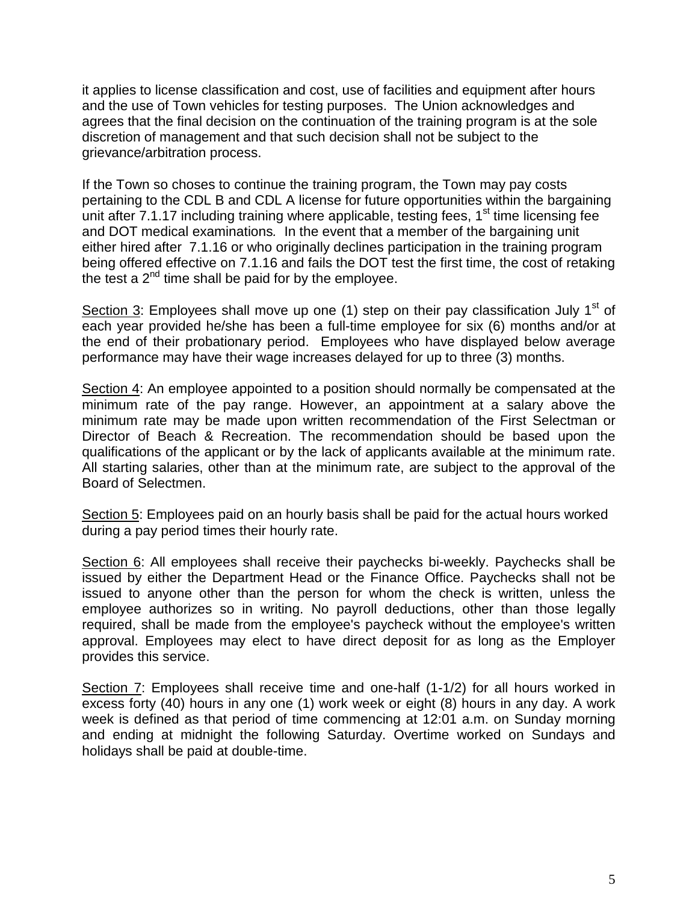it applies to license classification and cost, use of facilities and equipment after hours and the use of Town vehicles for testing purposes. The Union acknowledges and agrees that the final decision on the continuation of the training program is at the sole discretion of management and that such decision shall not be subject to the grievance/arbitration process.

If the Town so choses to continue the training program, the Town may pay costs pertaining to the CDL B and CDL A license for future opportunities within the bargaining unit after 7.1.17 including training where applicable, testing fees, 1st time licensing fee and DOT medical examinations. In the event that a member of the bargaining unit either hired after 7.1.16 or who originally declines participation in the training program being offered effective on 7.1.16 and fails the DOT test the first time, the cost of retaking the test a 2nd time shall be paid for by the employee.

Section 3: Employees shall move up one (1) step on their pay classification July 1st of each year provided he/she has been a full-time employee for six (6) months and/or at the end of their probationary period. Employees who have displayed below average performance may have their wage increases delayed for up to three (3) months.

Section 4: An employee appointed to a position should normally be compensated at the minimum rate of the pay range. However, an appointment at a salary above the minimum rate may be made upon written recommendation of the First Selectman or Director of Beach & Recreation. The recommendation should be based upon the qualifications of the applicant or by the lack of applicants available at the minimum rate. All starting salaries, other than at the minimum rate, are subject to the approval of the Board of Selectmen.

Section 5: Employees paid on an hourly basis shall be paid for the actual hours worked during a pay period times their hourly rate.

Section 6: All employees shall receive their paychecks bi-weekly. Paychecks shall be issued by either the Department Head or the Finance Office. Paychecks shall not be issued to anyone other than the person for whom the check is written, unless the employee authorizes so in writing. No payroll deductions, other than those legally required, shall be made from the employee's paycheck without the employee's written approval. Employees may elect to have direct deposit for as long as the Employer provides this service.

Section 7: Employees shall receive time and one-half (1-1/2) for all hours worked in excess forty (40) hours in any one (1) work week or eight (8) hours in any day. A work week is defined as that period of time commencing at 12:01 a.m. on Sunday morning and ending at midnight the following Saturday. Overtime worked on Sundays and holidays shall be paid at double-time.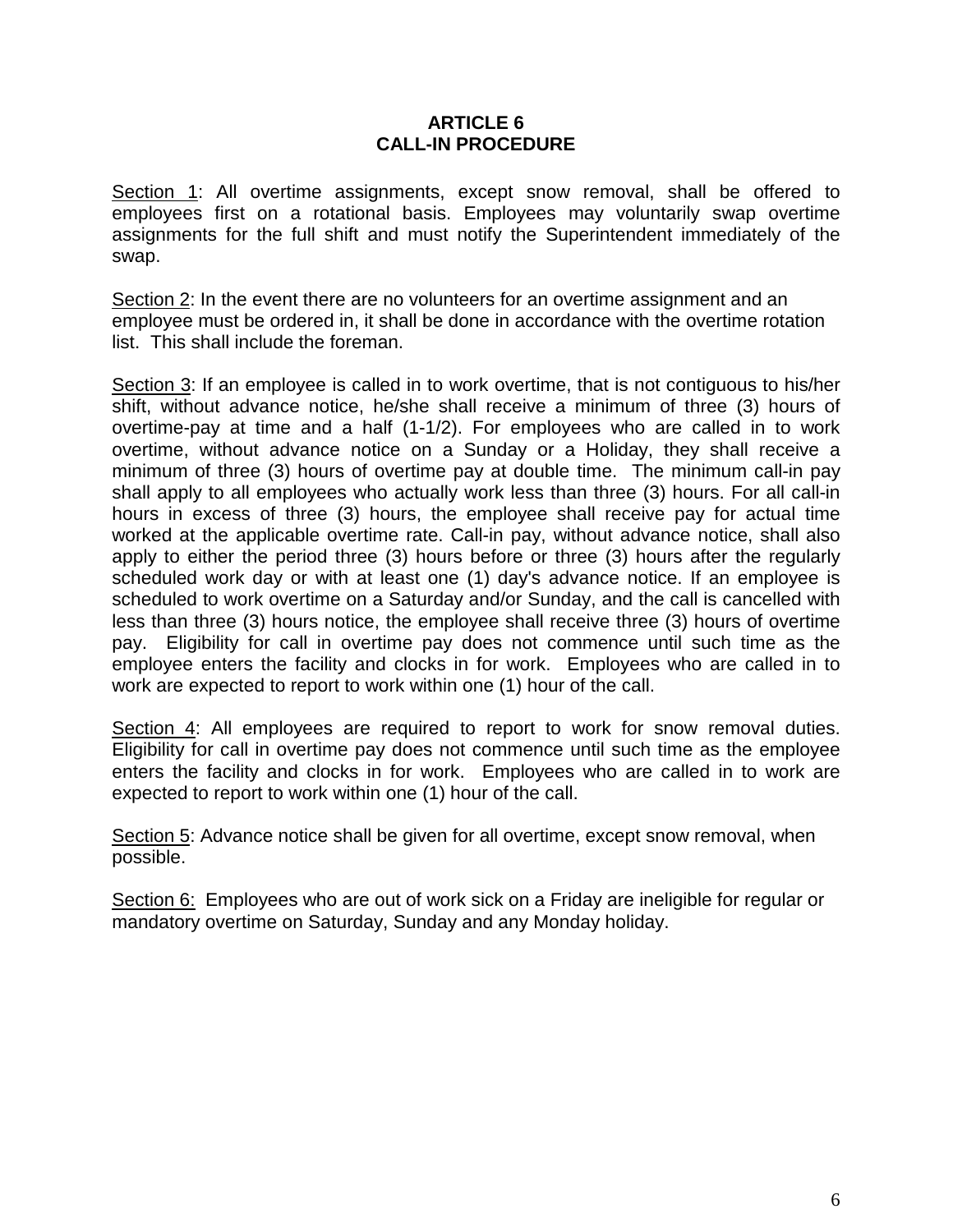# ARTICLE 6
## CALL-IN PROCEDURE

<u>Section 1</u>: All overtime assignments, except snow removal, shall be offered to employees first on a rotational basis. Employees may voluntarily swap overtime assignments for the full shift and must notify the Superintendent immediately of the swap.

<u>Section 2</u>: In the event there are no volunteers for an overtime assignment and an employee must be ordered in, it shall be done in accordance with the overtime rotation list. This shall include the foreman.

<u>Section 3</u>: If an employee is called in to work overtime, that is not contiguous to his/her shift, without advance notice, he/she shall receive a minimum of three (3) hours of overtime-pay at time and a half (1-1/2). For employees who are called in to work overtime, without advance notice on a Sunday or a Holiday, they shall receive a minimum of three (3) hours of overtime pay at double time. The minimum call-in pay shall apply to all employees who actually work less than three (3) hours. For all call-in hours in excess of three (3) hours, the employee shall receive pay for actual time worked at the applicable overtime rate. Call-in pay, without advance notice, shall also apply to either the period three (3) hours before or three (3) hours after the regularly scheduled work day or with at least one (1) day's advance notice. If an employee is scheduled to work overtime on a Saturday and/or Sunday, and the call is cancelled with less than three (3) hours notice, the employee shall receive three (3) hours of overtime pay. Eligibility for call in overtime pay does not commence until such time as the employee enters the facility and clocks in for work. Employees who are called in to work are expected to report to work within one (1) hour of the call.

<u>Section 4</u>: All employees are required to report to work for snow removal duties. Eligibility for call in overtime pay does not commence until such time as the employee enters the facility and clocks in for work. Employees who are called in to work are expected to report to work within one (1) hour of the call.

<u>Section 5</u>: Advance notice shall be given for all overtime, except snow removal, when possible.

<u>Section 6:</u> Employees who are out of work sick on a Friday are ineligible for regular or mandatory overtime on Saturday, Sunday and any Monday holiday.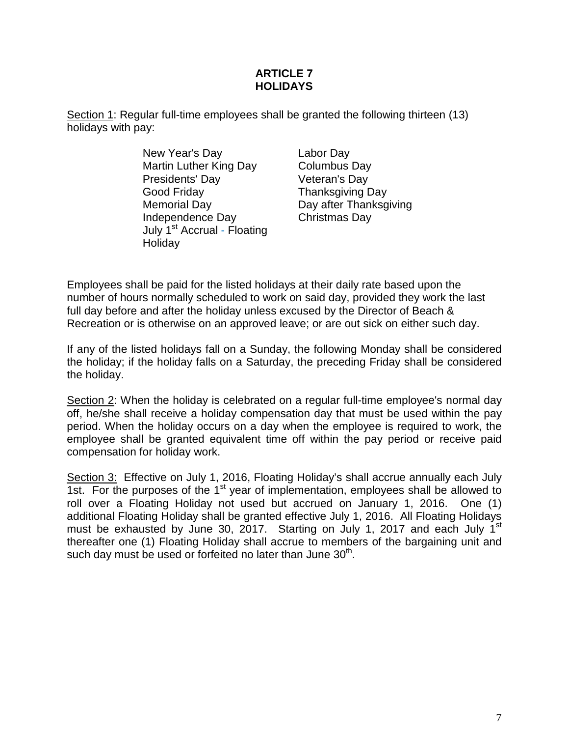# ARTICLE 7
# HOLIDAYS

Section 1: Regular full-time employees shall be granted the following thirteen (13) holidays with pay:

- New Year's Day
- Martin Luther King Day
- Presidents' Day
- Good Friday
- Memorial Day
- Independence Day
- July 1st Accrual - Floating Holiday
- Labor Day
- Columbus Day
- Veteran's Day
- Thanksgiving Day
- Day after Thanksgiving
- Christmas Day

Employees shall be paid for the listed holidays at their daily rate based upon the number of hours normally scheduled to work on said day, provided they work the last full day before and after the holiday unless excused by the Director of Beach & Recreation or is otherwise on an approved leave; or are out sick on either such day.

If any of the listed holidays fall on a Sunday, the following Monday shall be considered the holiday; if the holiday falls on a Saturday, the preceding Friday shall be considered the holiday.

Section 2: When the holiday is celebrated on a regular full-time employee's normal day off, he/she shall receive a holiday compensation day that must be used within the pay period. When the holiday occurs on a day when the employee is required to work, the employee shall be granted equivalent time off within the pay period or receive paid compensation for holiday work.

Section 3: Effective on July 1, 2016, Floating Holiday's shall accrue annually each July 1st. For the purposes of the 1st year of implementation, employees shall be allowed to roll over a Floating Holiday not used but accrued on January 1, 2016. One (1) additional Floating Holiday shall be granted effective July 1, 2016. All Floating Holidays must be exhausted by June 30, 2017. Starting on July 1, 2017 and each July 1st thereafter one (1) Floating Holiday shall accrue to members of the bargaining unit and such day must be used or forfeited no later than June 30th.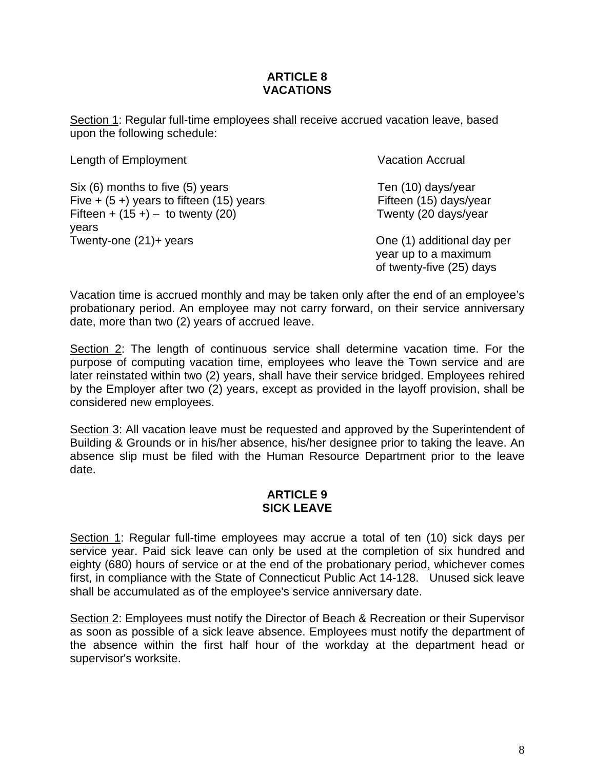# ARTICLE 8
# VACATIONS

Section 1: Regular full-time employees shall receive accrued vacation leave, based upon the following schedule:

| Length of Employment | Vacation Accrual |
|---|---|
| Six (6) months to five (5) years | Ten (10) days/year |
| Five + (5 +) years to fifteen (15) years | Fifteen (15) days/year |
| Fifteen + (15 +) – to twenty (20) years | Twenty (20 days/year |
| Twenty-one (21)+ years | One (1) additional day per year up to a maximum of twenty-five (25) days |

Vacation time is accrued monthly and may be taken only after the end of an employee's probationary period. An employee may not carry forward, on their service anniversary date, more than two (2) years of accrued leave.

Section 2: The length of continuous service shall determine vacation time. For the purpose of computing vacation time, employees who leave the Town service and are later reinstated within two (2) years, shall have their service bridged. Employees rehired by the Employer after two (2) years, except as provided in the layoff provision, shall be considered new employees.

Section 3: All vacation leave must be requested and approved by the Superintendent of Building & Grounds or in his/her absence, his/her designee prior to taking the leave. An absence slip must be filed with the Human Resource Department prior to the leave date.

# ARTICLE 9
# SICK LEAVE

Section 1: Regular full-time employees may accrue a total of ten (10) sick days per service year. Paid sick leave can only be used at the completion of six hundred and eighty (680) hours of service or at the end of the probationary period, whichever comes first, in compliance with the State of Connecticut Public Act 14-128. Unused sick leave shall be accumulated as of the employee's service anniversary date.

Section 2: Employees must notify the Director of Beach & Recreation or their Supervisor as soon as possible of a sick leave absence. Employees must notify the department of the absence within the first half hour of the workday at the department head or supervisor's worksite.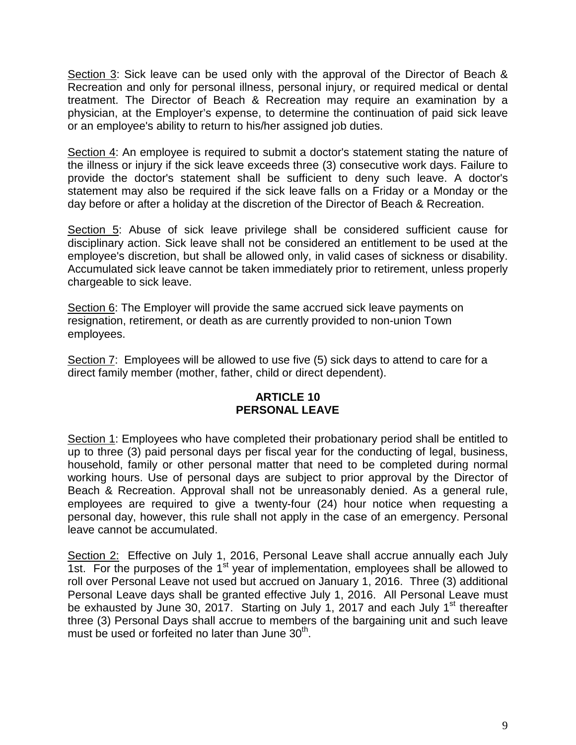Section 3: Sick leave can be used only with the approval of the Director of Beach & Recreation and only for personal illness, personal injury, or required medical or dental treatment. The Director of Beach & Recreation may require an examination by a physician, at the Employer's expense, to determine the continuation of paid sick leave or an employee's ability to return to his/her assigned job duties.

Section 4: An employee is required to submit a doctor's statement stating the nature of the illness or injury if the sick leave exceeds three (3) consecutive work days. Failure to provide the doctor's statement shall be sufficient to deny such leave. A doctor's statement may also be required if the sick leave falls on a Friday or a Monday or the day before or after a holiday at the discretion of the Director of Beach & Recreation.

Section 5: Abuse of sick leave privilege shall be considered sufficient cause for disciplinary action. Sick leave shall not be considered an entitlement to be used at the employee's discretion, but shall be allowed only, in valid cases of sickness or disability. Accumulated sick leave cannot be taken immediately prior to retirement, unless properly chargeable to sick leave.

Section 6: The Employer will provide the same accrued sick leave payments on resignation, retirement, or death as are currently provided to non-union Town employees.

Section 7: Employees will be allowed to use five (5) sick days to attend to care for a direct family member (mother, father, child or direct dependent).

## ARTICLE 10
## PERSONAL LEAVE

Section 1: Employees who have completed their probationary period shall be entitled to up to three (3) paid personal days per fiscal year for the conducting of legal, business, household, family or other personal matter that need to be completed during normal working hours. Use of personal days are subject to prior approval by the Director of Beach & Recreation. Approval shall not be unreasonably denied. As a general rule, employees are required to give a twenty-four (24) hour notice when requesting a personal day, however, this rule shall not apply in the case of an emergency. Personal leave cannot be accumulated.

Section 2: Effective on July 1, 2016, Personal Leave shall accrue annually each July 1st. For the purposes of the 1st year of implementation, employees shall be allowed to roll over Personal Leave not used but accrued on January 1, 2016. Three (3) additional Personal Leave days shall be granted effective July 1, 2016. All Personal Leave must be exhausted by June 30, 2017. Starting on July 1, 2017 and each July 1st thereafter three (3) Personal Days shall accrue to members of the bargaining unit and such leave must be used or forfeited no later than June 30th.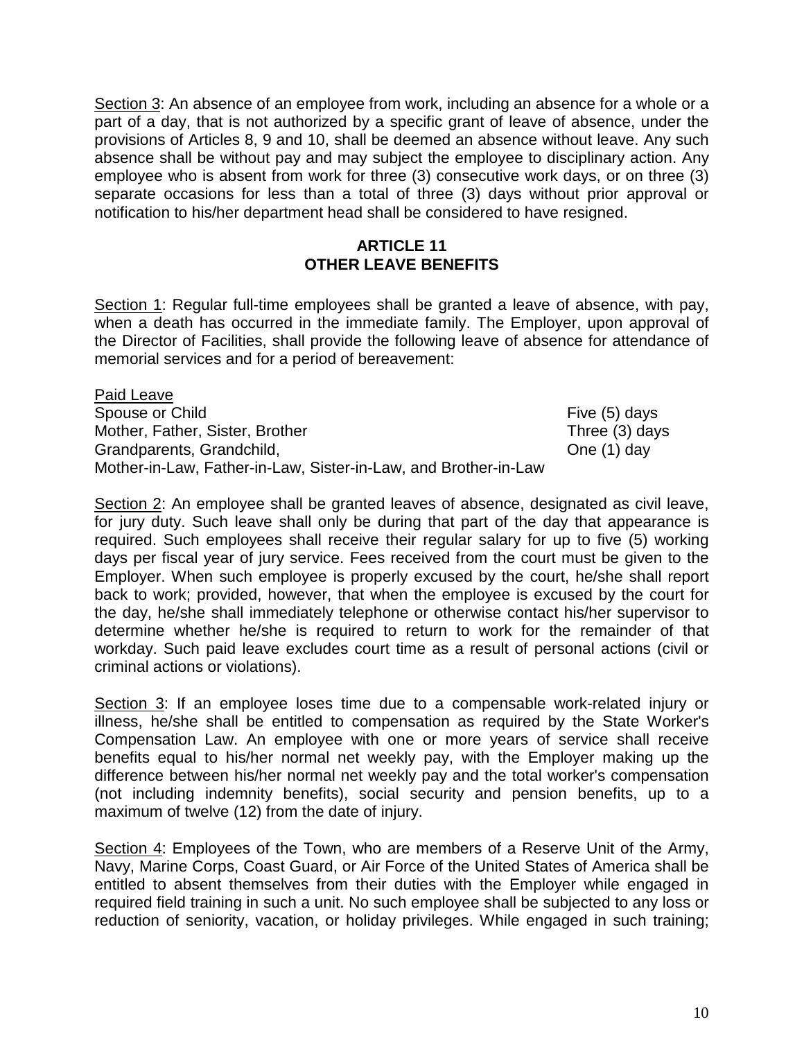Section 3: An absence of an employee from work, including an absence for a whole or a part of a day, that is not authorized by a specific grant of leave of absence, under the provisions of Articles 8, 9 and 10, shall be deemed an absence without leave. Any such absence shall be without pay and may subject the employee to disciplinary action. Any employee who is absent from work for three (3) consecutive work days, or on three (3) separate occasions for less than a total of three (3) days without prior approval or notification to his/her department head shall be considered to have resigned.

## ARTICLE 11
## OTHER LEAVE BENEFITS

Section 1: Regular full-time employees shall be granted a leave of absence, with pay, when a death has occurred in the immediate family. The Employer, upon approval of the Director of Facilities, shall provide the following leave of absence for attendance of memorial services and for a period of bereavement:

| Paid Leave | |
|---|---|
| Spouse or Child | Five (5) days |
| Mother, Father, Sister, Brother | Three (3) days |
| Grandparents, Grandchild, Mother-in-Law, Father-in-Law, Sister-in-Law, and Brother-in-Law | One (1) day |

Section 2: An employee shall be granted leaves of absence, designated as civil leave, for jury duty. Such leave shall only be during that part of the day that appearance is required. Such employees shall receive their regular salary for up to five (5) working days per fiscal year of jury service. Fees received from the court must be given to the Employer. When such employee is properly excused by the court, he/she shall report back to work; provided, however, that when the employee is excused by the court for the day, he/she shall immediately telephone or otherwise contact his/her supervisor to determine whether he/she is required to return to work for the remainder of that workday. Such paid leave excludes court time as a result of personal actions (civil or criminal actions or violations).

Section 3: If an employee loses time due to a compensable work-related injury or illness, he/she shall be entitled to compensation as required by the State Worker's Compensation Law. An employee with one or more years of service shall receive benefits equal to his/her normal net weekly pay, with the Employer making up the difference between his/her normal net weekly pay and the total worker's compensation (not including indemnity benefits), social security and pension benefits, up to a maximum of twelve (12) from the date of injury.

Section 4: Employees of the Town, who are members of a Reserve Unit of the Army, Navy, Marine Corps, Coast Guard, or Air Force of the United States of America shall be entitled to absent themselves from their duties with the Employer while engaged in required field training in such a unit. No such employee shall be subjected to any loss or reduction of seniority, vacation, or holiday privileges. While engaged in such training;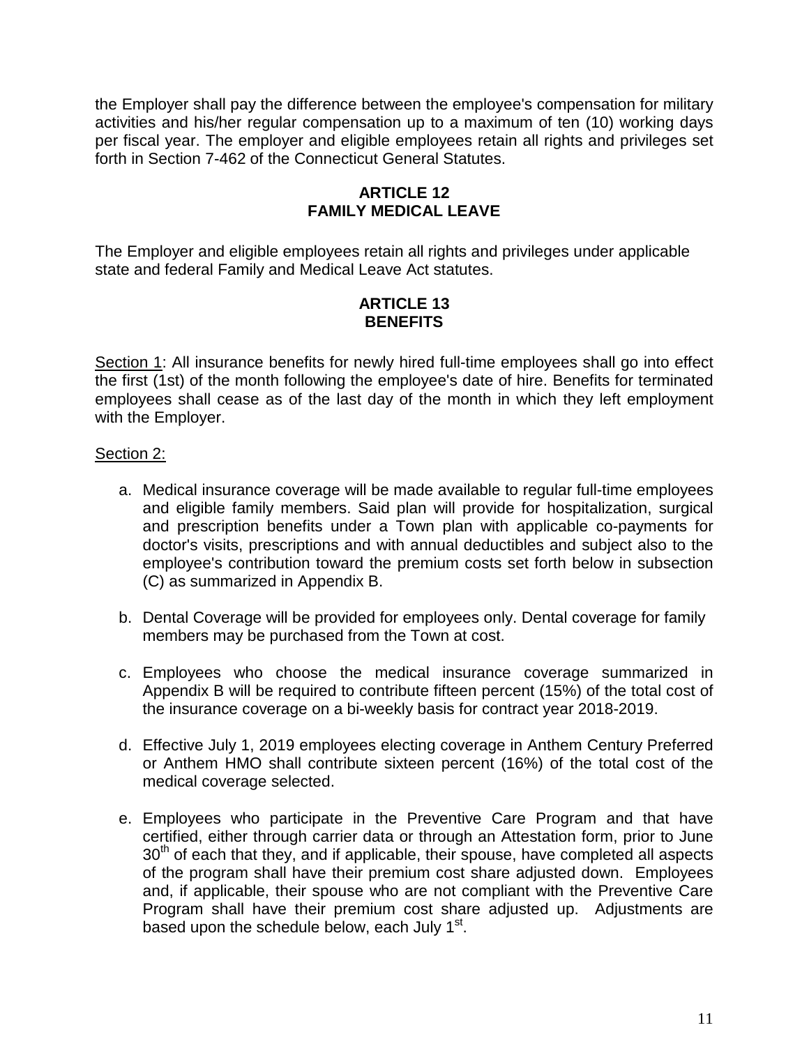the Employer shall pay the difference between the employee's compensation for military activities and his/her regular compensation up to a maximum of ten (10) working days per fiscal year. The employer and eligible employees retain all rights and privileges set forth in Section 7-462 of the Connecticut General Statutes.

## ARTICLE 12
## FAMILY MEDICAL LEAVE

The Employer and eligible employees retain all rights and privileges under applicable state and federal Family and Medical Leave Act statutes.

## ARTICLE 13
## BENEFITS

<u>Section 1</u>: All insurance benefits for newly hired full-time employees shall go into effect the first (1st) of the month following the employee's date of hire. Benefits for terminated employees shall cease as of the last day of the month in which they left employment with the Employer.

<u>Section 2:</u>

a. Medical insurance coverage will be made available to regular full-time employees and eligible family members. Said plan will provide for hospitalization, surgical and prescription benefits under a Town plan with applicable co-payments for doctor's visits, prescriptions and with annual deductibles and subject also to the employee's contribution toward the premium costs set forth below in subsection (C) as summarized in Appendix B.

b. Dental Coverage will be provided for employees only. Dental coverage for family members may be purchased from the Town at cost.

c. Employees who choose the medical insurance coverage summarized in Appendix B will be required to contribute fifteen percent (15%) of the total cost of the insurance coverage on a bi-weekly basis for contract year 2018-2019.

d. Effective July 1, 2019 employees electing coverage in Anthem Century Preferred or Anthem HMO shall contribute sixteen percent (16%) of the total cost of the medical coverage selected.

e. Employees who participate in the Preventive Care Program and that have certified, either through carrier data or through an Attestation form, prior to June 30th of each that they, and if applicable, their spouse, have completed all aspects of the program shall have their premium cost share adjusted down. Employees and, if applicable, their spouse who are not compliant with the Preventive Care Program shall have their premium cost share adjusted up. Adjustments are based upon the schedule below, each July 1st.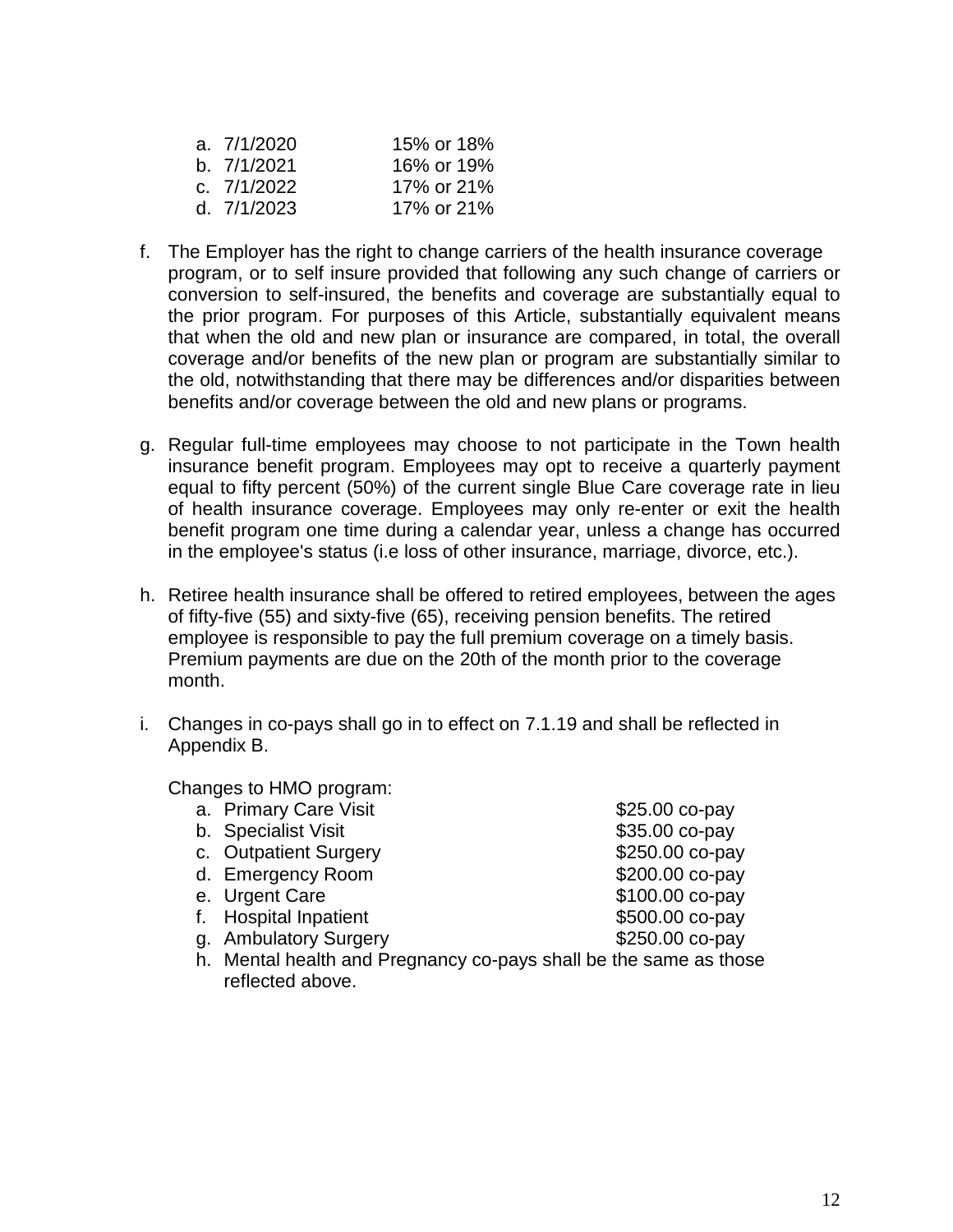a. 7/1/2020 15% or 18%
b. 7/1/2021 16% or 19%
c. 7/1/2022 17% or 21%
d. 7/1/2023 17% or 21%

f. The Employer has the right to change carriers of the health insurance coverage program, or to self insure provided that following any such change of carriers or conversion to self-insured, the benefits and coverage are substantially equal to the prior program. For purposes of this Article, substantially equivalent means that when the old and new plan or insurance are compared, in total, the overall coverage and/or benefits of the new plan or program are substantially similar to the old, notwithstanding that there may be differences and/or disparities between benefits and/or coverage between the old and new plans or programs.

g. Regular full-time employees may choose to not participate in the Town health insurance benefit program. Employees may opt to receive a quarterly payment equal to fifty percent (50%) of the current single Blue Care coverage rate in lieu of health insurance coverage. Employees may only re-enter or exit the health benefit program one time during a calendar year, unless a change has occurred in the employee's status (i.e loss of other insurance, marriage, divorce, etc.).

h. Retiree health insurance shall be offered to retired employees, between the ages of fifty-five (55) and sixty-five (65), receiving pension benefits. The retired employee is responsible to pay the full premium coverage on a timely basis. Premium payments are due on the 20th of the month prior to the coverage month.

i. Changes in co-pays shall go in to effect on 7.1.19 and shall be reflected in Appendix B.

   Changes to HMO program:

   a. Primary Care Visit $25.00 co-pay
   b. Specialist Visit $35.00 co-pay
   c. Outpatient Surgery $250.00 co-pay
   d. Emergency Room $200.00 co-pay
   e. Urgent Care $100.00 co-pay
   f. Hospital Inpatient $500.00 co-pay
   g. Ambulatory Surgery $250.00 co-pay
   h. Mental health and Pregnancy co-pays shall be the same as those reflected above.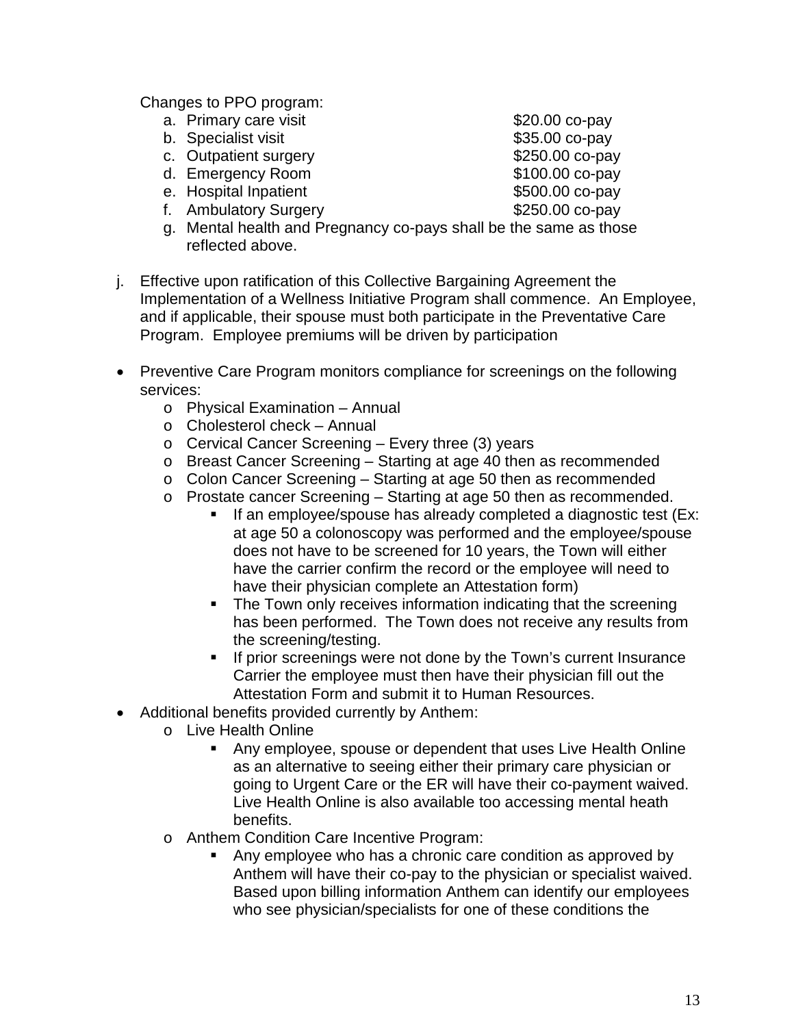Changes to PPO program:

a. Primary care visit $20.00 co-pay
b. Specialist visit $35.00 co-pay
c. Outpatient surgery $250.00 co-pay
d. Emergency Room $100.00 co-pay
e. Hospital Inpatient $500.00 co-pay
f. Ambulatory Surgery $250.00 co-pay
g. Mental health and Pregnancy co-pays shall be the same as those reflected above.

j. Effective upon ratification of this Collective Bargaining Agreement the Implementation of a Wellness Initiative Program shall commence. An Employee, and if applicable, their spouse must both participate in the Preventative Care Program. Employee premiums will be driven by participation

- Preventive Care Program monitors compliance for screenings on the following services:
  - Physical Examination – Annual
  - Cholesterol check – Annual
  - Cervical Cancer Screening – Every three (3) years
  - Breast Cancer Screening – Starting at age 40 then as recommended
  - Colon Cancer Screening – Starting at age 50 then as recommended
  - Prostate cancer Screening – Starting at age 50 then as recommended.
    - If an employee/spouse has already completed a diagnostic test (Ex: at age 50 a colonoscopy was performed and the employee/spouse does not have to be screened for 10 years, the Town will either have the carrier confirm the record or the employee will need to have their physician complete an Attestation form)
    - The Town only receives information indicating that the screening has been performed. The Town does not receive any results from the screening/testing.
    - If prior screenings were not done by the Town's current Insurance Carrier the employee must then have their physician fill out the Attestation Form and submit it to Human Resources.
- Additional benefits provided currently by Anthem:
  - Live Health Online
    - Any employee, spouse or dependent that uses Live Health Online as an alternative to seeing either their primary care physician or going to Urgent Care or the ER will have their co-payment waived. Live Health Online is also available too accessing mental heath benefits.
  - Anthem Condition Care Incentive Program:
    - Any employee who has a chronic care condition as approved by Anthem will have their co-pay to the physician or specialist waived. Based upon billing information Anthem can identify our employees who see physician/specialists for one of these conditions the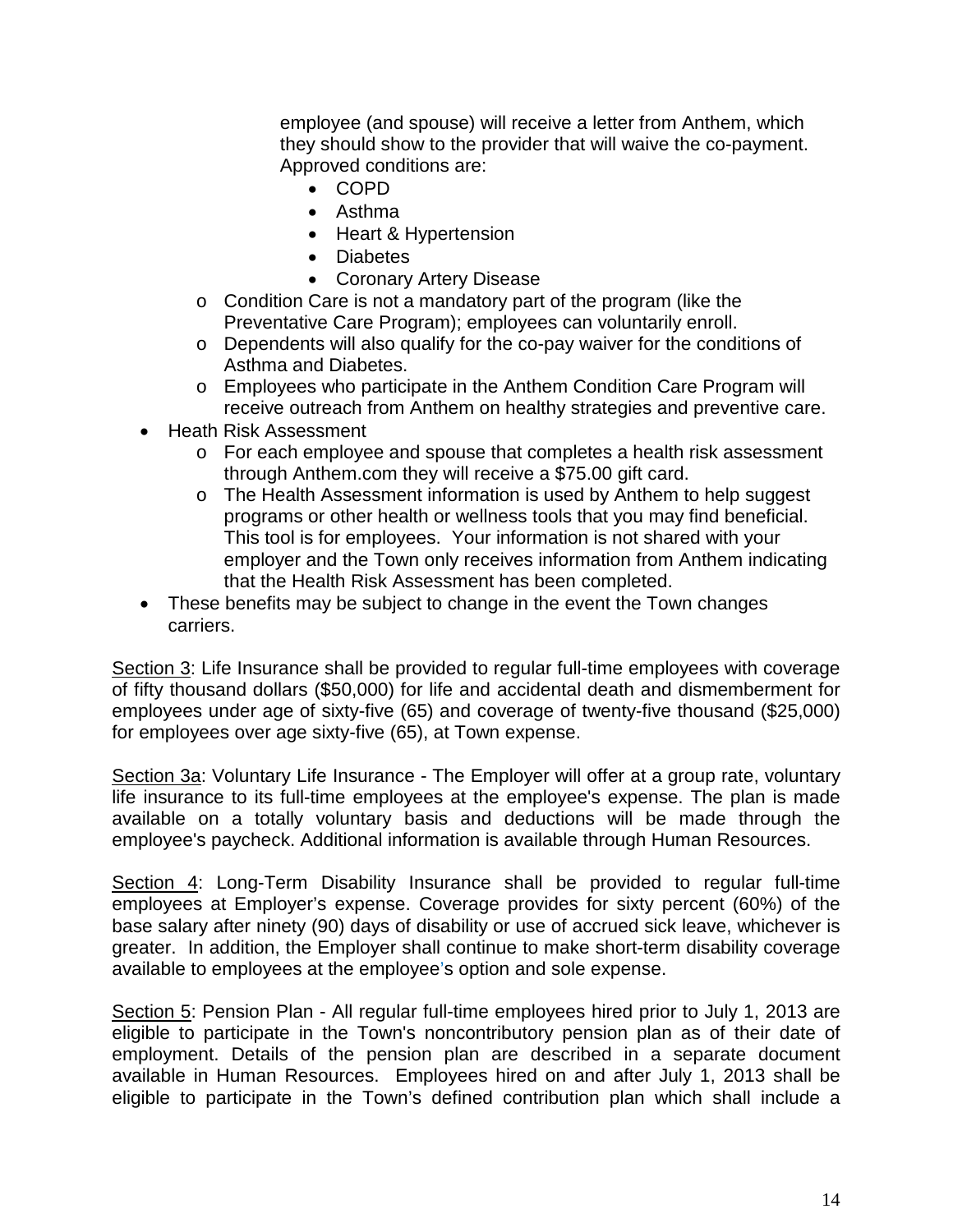employee (and spouse) will receive a letter from Anthem, which they should show to the provider that will waive the co-payment. Approved conditions are:
        - COPD
        - Asthma
        - Heart & Hypertension
        - Diabetes
        - Coronary Artery Disease
    - Condition Care is not a mandatory part of the program (like the Preventative Care Program); employees can voluntarily enroll.
    - Dependents will also qualify for the co-pay waiver for the conditions of Asthma and Diabetes.
    - Employees who participate in the Anthem Condition Care Program will receive outreach from Anthem on healthy strategies and preventive care.
- Heath Risk Assessment
    - For each employee and spouse that completes a health risk assessment through Anthem.com they will receive a $75.00 gift card.
    - The Health Assessment information is used by Anthem to help suggest programs or other health or wellness tools that you may find beneficial. This tool is for employees. Your information is not shared with your employer and the Town only receives information from Anthem indicating that the Health Risk Assessment has been completed.
- These benefits may be subject to change in the event the Town changes carriers.

Section 3: Life Insurance shall be provided to regular full-time employees with coverage of fifty thousand dollars ($50,000) for life and accidental death and dismemberment for employees under age of sixty-five (65) and coverage of twenty-five thousand ($25,000) for employees over age sixty-five (65), at Town expense.

Section 3a: Voluntary Life Insurance - The Employer will offer at a group rate, voluntary life insurance to its full-time employees at the employee's expense. The plan is made available on a totally voluntary basis and deductions will be made through the employee's paycheck. Additional information is available through Human Resources.

Section 4: Long-Term Disability Insurance shall be provided to regular full-time employees at Employer's expense. Coverage provides for sixty percent (60%) of the base salary after ninety (90) days of disability or use of accrued sick leave, whichever is greater. In addition, the Employer shall continue to make short-term disability coverage available to employees at the employee's option and sole expense.

Section 5: Pension Plan - All regular full-time employees hired prior to July 1, 2013 are eligible to participate in the Town's noncontributory pension plan as of their date of employment. Details of the pension plan are described in a separate document available in Human Resources. Employees hired on and after July 1, 2013 shall be eligible to participate in the Town's defined contribution plan which shall include a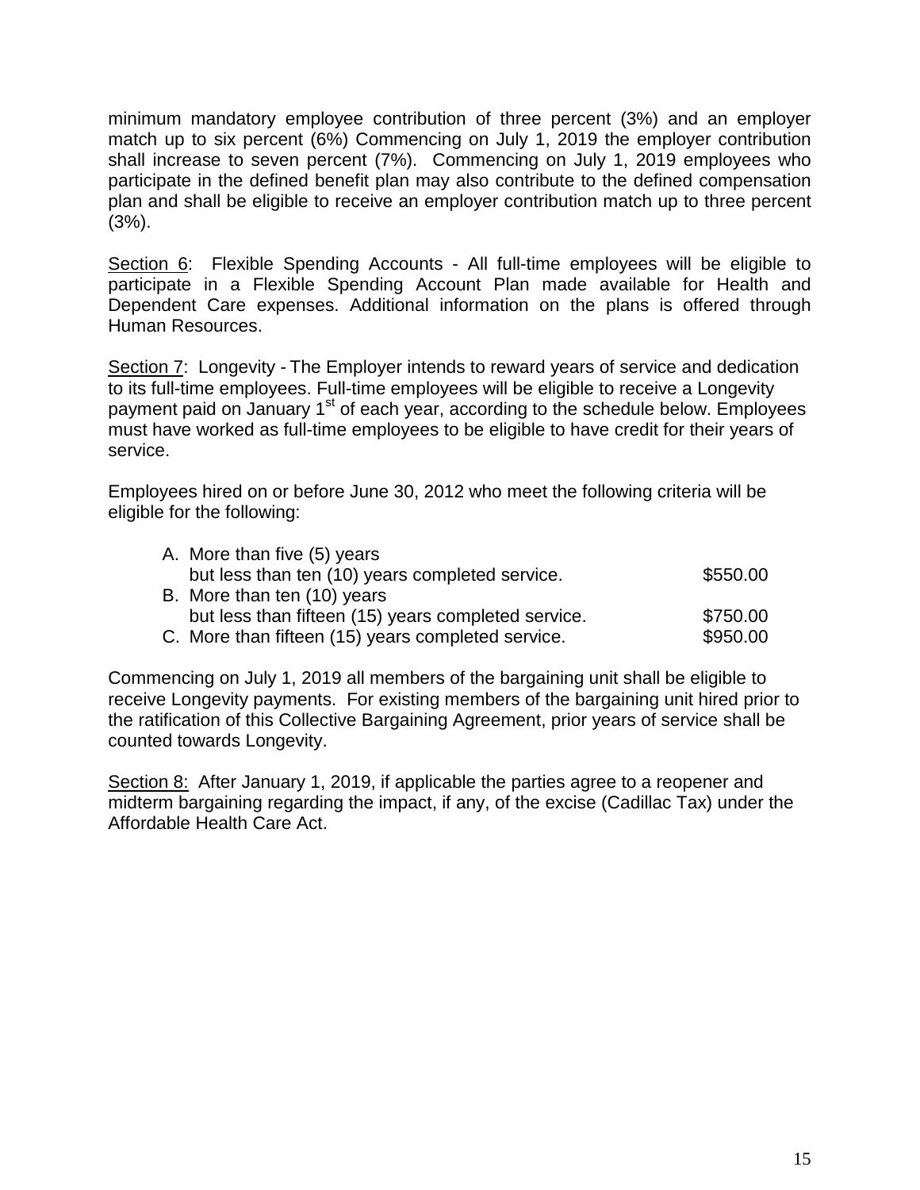minimum mandatory employee contribution of three percent (3%) and an employer match up to six percent (6%) Commencing on July 1, 2019 the employer contribution shall increase to seven percent (7%). Commencing on July 1, 2019 employees who participate in the defined benefit plan may also contribute to the defined compensation plan and shall be eligible to receive an employer contribution match up to three percent (3%).

<u>Section 6</u>: Flexible Spending Accounts - All full-time employees will be eligible to participate in a Flexible Spending Account Plan made available for Health and Dependent Care expenses. Additional information on the plans is offered through Human Resources.

<u>Section 7</u>: Longevity - The Employer intends to reward years of service and dedication to its full-time employees. Full-time employees will be eligible to receive a Longevity payment paid on January 1st of each year, according to the schedule below. Employees must have worked as full-time employees to be eligible to have credit for their years of service.

Employees hired on or before June 30, 2012 who meet the following criteria will be eligible for the following:

| | |
|---|---|
| A. More than five (5) years but less than ten (10) years completed service. | $550.00 |
| B. More than ten (10) years but less than fifteen (15) years completed service. | $750.00 |
| C. More than fifteen (15) years completed service. | $950.00 |

Commencing on July 1, 2019 all members of the bargaining unit shall be eligible to receive Longevity payments. For existing members of the bargaining unit hired prior to the ratification of this Collective Bargaining Agreement, prior years of service shall be counted towards Longevity.

<u>Section 8:</u> After January 1, 2019, if applicable the parties agree to a reopener and midterm bargaining regarding the impact, if any, of the excise (Cadillac Tax) under the Affordable Health Care Act.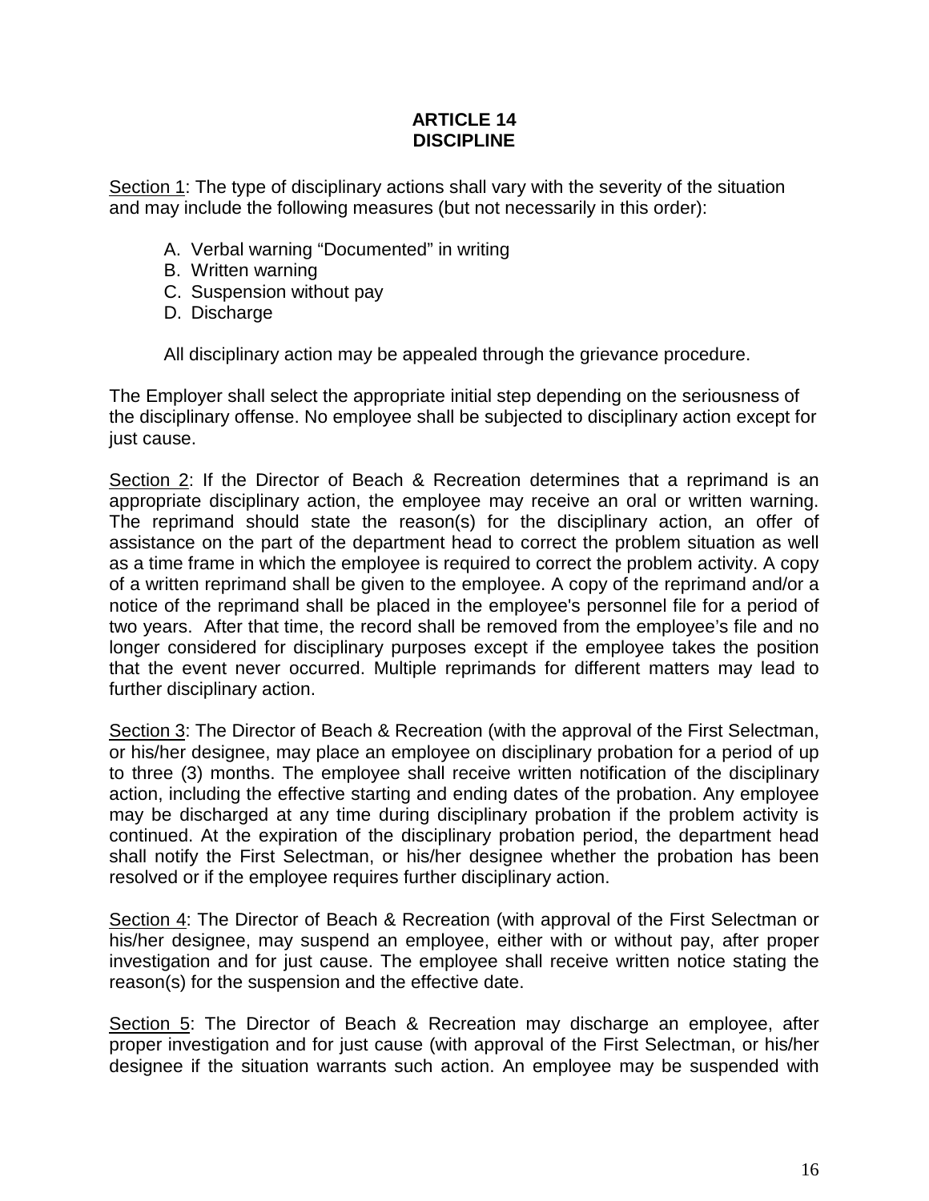# ARTICLE 14
# DISCIPLINE

<u>Section 1</u>: The type of disciplinary actions shall vary with the severity of the situation and may include the following measures (but not necessarily in this order):

A. Verbal warning "Documented" in writing
B. Written warning
C. Suspension without pay
D. Discharge

All disciplinary action may be appealed through the grievance procedure.

The Employer shall select the appropriate initial step depending on the seriousness of the disciplinary offense. No employee shall be subjected to disciplinary action except for just cause.

<u>Section 2</u>: If the Director of Beach & Recreation determines that a reprimand is an appropriate disciplinary action, the employee may receive an oral or written warning. The reprimand should state the reason(s) for the disciplinary action, an offer of assistance on the part of the department head to correct the problem situation as well as a time frame in which the employee is required to correct the problem activity. A copy of a written reprimand shall be given to the employee. A copy of the reprimand and/or a notice of the reprimand shall be placed in the employee's personnel file for a period of two years. After that time, the record shall be removed from the employee's file and no longer considered for disciplinary purposes except if the employee takes the position that the event never occurred. Multiple reprimands for different matters may lead to further disciplinary action.

<u>Section 3</u>: The Director of Beach & Recreation (with the approval of the First Selectman, or his/her designee, may place an employee on disciplinary probation for a period of up to three (3) months. The employee shall receive written notification of the disciplinary action, including the effective starting and ending dates of the probation. Any employee may be discharged at any time during disciplinary probation if the problem activity is continued. At the expiration of the disciplinary probation period, the department head shall notify the First Selectman, or his/her designee whether the probation has been resolved or if the employee requires further disciplinary action.

<u>Section 4</u>: The Director of Beach & Recreation (with approval of the First Selectman or his/her designee, may suspend an employee, either with or without pay, after proper investigation and for just cause. The employee shall receive written notice stating the reason(s) for the suspension and the effective date.

<u>Section 5</u>: The Director of Beach & Recreation may discharge an employee, after proper investigation and for just cause (with approval of the First Selectman, or his/her designee if the situation warrants such action. An employee may be suspended with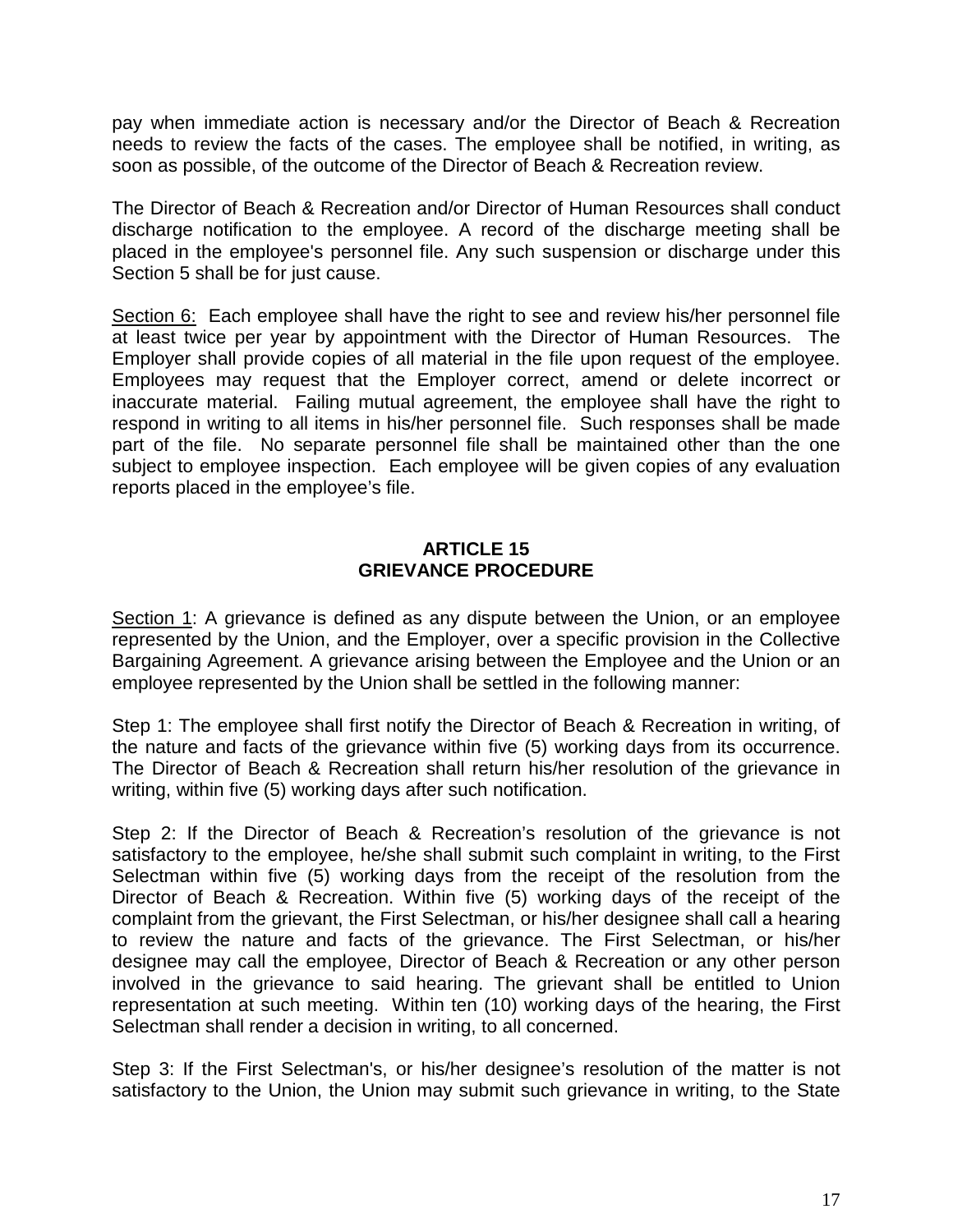pay when immediate action is necessary and/or the Director of Beach & Recreation needs to review the facts of the cases. The employee shall be notified, in writing, as soon as possible, of the outcome of the Director of Beach & Recreation review.

The Director of Beach & Recreation and/or Director of Human Resources shall conduct discharge notification to the employee. A record of the discharge meeting shall be placed in the employee's personnel file. Any such suspension or discharge under this Section 5 shall be for just cause.

<u>Section 6:</u> Each employee shall have the right to see and review his/her personnel file at least twice per year by appointment with the Director of Human Resources. The Employer shall provide copies of all material in the file upon request of the employee. Employees may request that the Employer correct, amend or delete incorrect or inaccurate material. Failing mutual agreement, the employee shall have the right to respond in writing to all items in his/her personnel file. Such responses shall be made part of the file. No separate personnel file shall be maintained other than the one subject to employee inspection. Each employee will be given copies of any evaluation reports placed in the employee's file.

## ARTICLE 15
## GRIEVANCE PROCEDURE

<u>Section 1</u>: A grievance is defined as any dispute between the Union, or an employee represented by the Union, and the Employer, over a specific provision in the Collective Bargaining Agreement. A grievance arising between the Employee and the Union or an employee represented by the Union shall be settled in the following manner:

Step 1: The employee shall first notify the Director of Beach & Recreation in writing, of the nature and facts of the grievance within five (5) working days from its occurrence. The Director of Beach & Recreation shall return his/her resolution of the grievance in writing, within five (5) working days after such notification.

Step 2: If the Director of Beach & Recreation's resolution of the grievance is not satisfactory to the employee, he/she shall submit such complaint in writing, to the First Selectman within five (5) working days from the receipt of the resolution from the Director of Beach & Recreation. Within five (5) working days of the receipt of the complaint from the grievant, the First Selectman, or his/her designee shall call a hearing to review the nature and facts of the grievance. The First Selectman, or his/her designee may call the employee, Director of Beach & Recreation or any other person involved in the grievance to said hearing. The grievant shall be entitled to Union representation at such meeting. Within ten (10) working days of the hearing, the First Selectman shall render a decision in writing, to all concerned.

Step 3: If the First Selectman's, or his/her designee's resolution of the matter is not satisfactory to the Union, the Union may submit such grievance in writing, to the State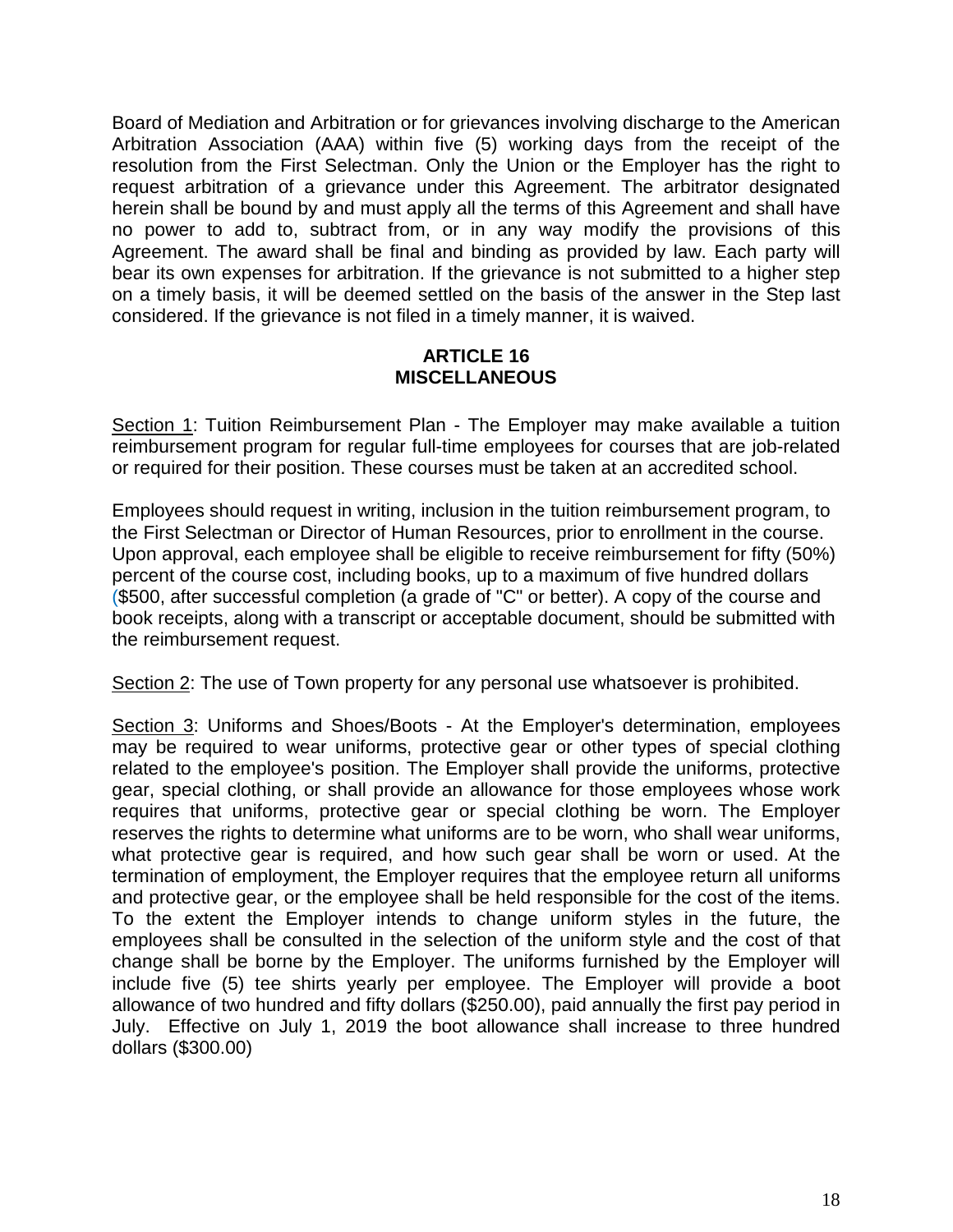Board of Mediation and Arbitration or for grievances involving discharge to the American Arbitration Association (AAA) within five (5) working days from the receipt of the resolution from the First Selectman. Only the Union or the Employer has the right to request arbitration of a grievance under this Agreement. The arbitrator designated herein shall be bound by and must apply all the terms of this Agreement and shall have no power to add to, subtract from, or in any way modify the provisions of this Agreement. The award shall be final and binding as provided by law. Each party will bear its own expenses for arbitration. If the grievance is not submitted to a higher step on a timely basis, it will be deemed settled on the basis of the answer in the Step last considered. If the grievance is not filed in a timely manner, it is waived.

## ARTICLE 16
## MISCELLANEOUS

Section 1: Tuition Reimbursement Plan - The Employer may make available a tuition reimbursement program for regular full-time employees for courses that are job-related or required for their position. These courses must be taken at an accredited school.

Employees should request in writing, inclusion in the tuition reimbursement program, to the First Selectman or Director of Human Resources, prior to enrollment in the course. Upon approval, each employee shall be eligible to receive reimbursement for fifty (50%) percent of the course cost, including books, up to a maximum of five hundred dollars ($500, after successful completion (a grade of "C" or better). A copy of the course and book receipts, along with a transcript or acceptable document, should be submitted with the reimbursement request.

Section 2: The use of Town property for any personal use whatsoever is prohibited.

Section 3: Uniforms and Shoes/Boots - At the Employer's determination, employees may be required to wear uniforms, protective gear or other types of special clothing related to the employee's position. The Employer shall provide the uniforms, protective gear, special clothing, or shall provide an allowance for those employees whose work requires that uniforms, protective gear or special clothing be worn. The Employer reserves the rights to determine what uniforms are to be worn, who shall wear uniforms, what protective gear is required, and how such gear shall be worn or used. At the termination of employment, the Employer requires that the employee return all uniforms and protective gear, or the employee shall be held responsible for the cost of the items. To the extent the Employer intends to change uniform styles in the future, the employees shall be consulted in the selection of the uniform style and the cost of that change shall be borne by the Employer. The uniforms furnished by the Employer will include five (5) tee shirts yearly per employee. The Employer will provide a boot allowance of two hundred and fifty dollars ($250.00), paid annually the first pay period in July. Effective on July 1, 2019 the boot allowance shall increase to three hundred dollars ($300.00)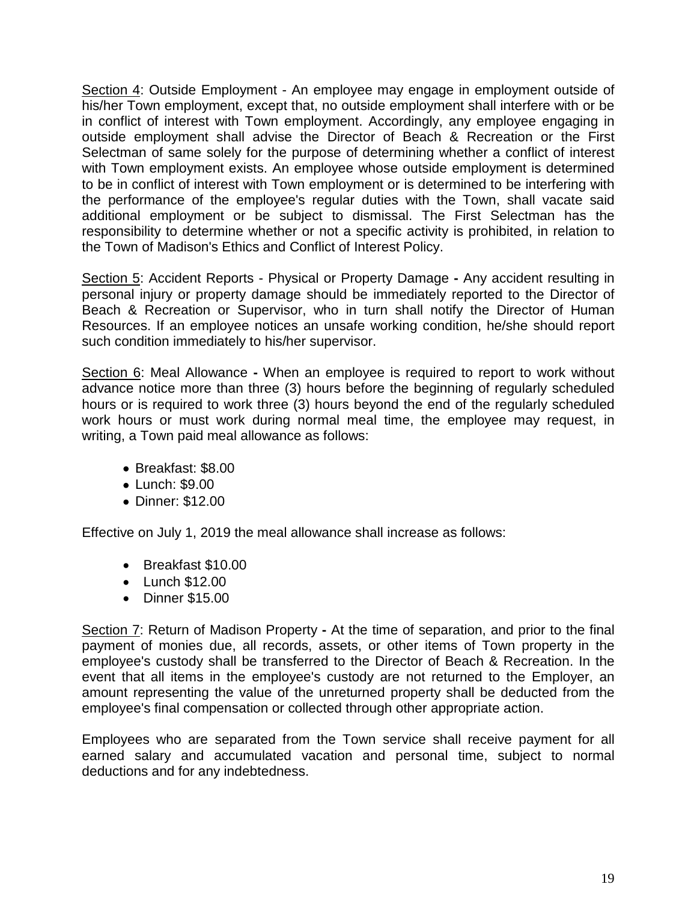<u>Section 4</u>: Outside Employment - An employee may engage in employment outside of his/her Town employment, except that, no outside employment shall interfere with or be in conflict of interest with Town employment. Accordingly, any employee engaging in outside employment shall advise the Director of Beach & Recreation or the First Selectman of same solely for the purpose of determining whether a conflict of interest with Town employment exists. An employee whose outside employment is determined to be in conflict of interest with Town employment or is determined to be interfering with the performance of the employee's regular duties with the Town, shall vacate said additional employment or be subject to dismissal. The First Selectman has the responsibility to determine whether or not a specific activity is prohibited, in relation to the Town of Madison's Ethics and Conflict of Interest Policy.

<u>Section 5</u>: Accident Reports - Physical or Property Damage **-** Any accident resulting in personal injury or property damage should be immediately reported to the Director of Beach & Recreation or Supervisor, who in turn shall notify the Director of Human Resources. If an employee notices an unsafe working condition, he/she should report such condition immediately to his/her supervisor.

<u>Section 6</u>: Meal Allowance **-** When an employee is required to report to work without advance notice more than three (3) hours before the beginning of regularly scheduled hours or is required to work three (3) hours beyond the end of the regularly scheduled work hours or must work during normal meal time, the employee may request, in writing, a Town paid meal allowance as follows:

- Breakfast: $8.00
- Lunch: $9.00
- Dinner: $12.00

Effective on July 1, 2019 the meal allowance shall increase as follows:

- Breakfast $10.00
- Lunch $12.00
- Dinner $15.00

<u>Section 7</u>: Return of Madison Property **-** At the time of separation, and prior to the final payment of monies due, all records, assets, or other items of Town property in the employee's custody shall be transferred to the Director of Beach & Recreation. In the event that all items in the employee's custody are not returned to the Employer, an amount representing the value of the unreturned property shall be deducted from the employee's final compensation or collected through other appropriate action.

Employees who are separated from the Town service shall receive payment for all earned salary and accumulated vacation and personal time, subject to normal deductions and for any indebtedness.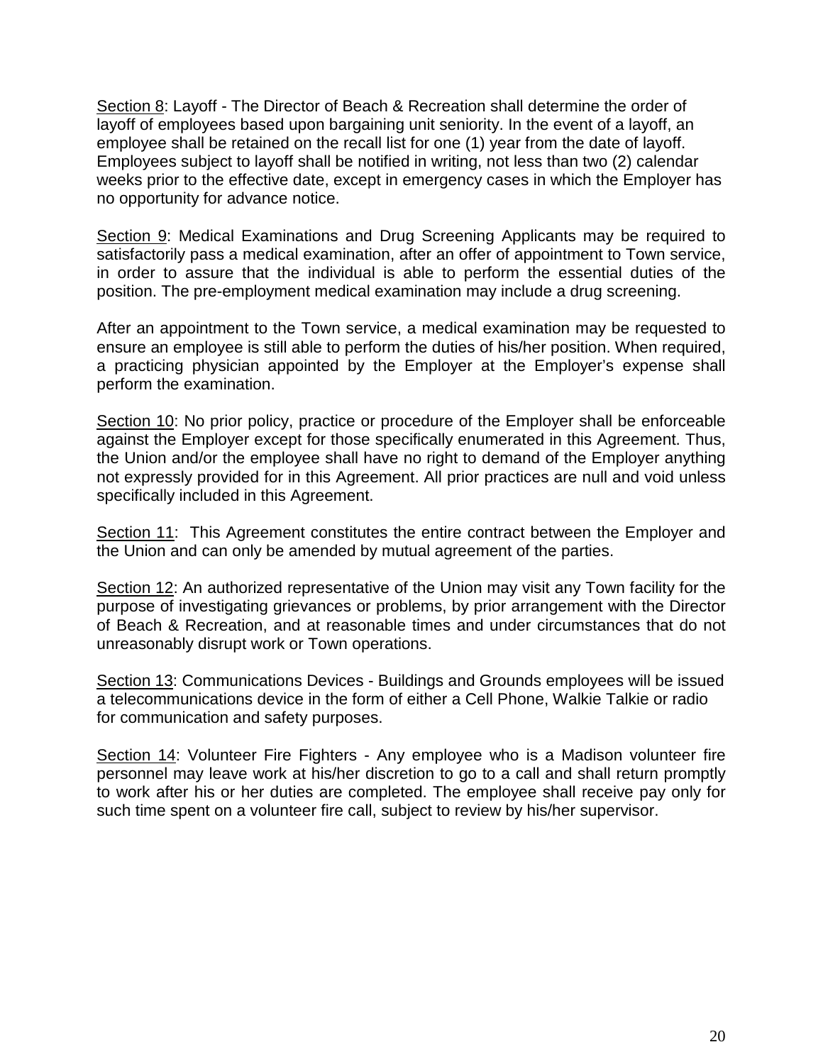<u>Section 8</u>: Layoff - The Director of Beach & Recreation shall determine the order of layoff of employees based upon bargaining unit seniority. In the event of a layoff, an employee shall be retained on the recall list for one (1) year from the date of layoff. Employees subject to layoff shall be notified in writing, not less than two (2) calendar weeks prior to the effective date, except in emergency cases in which the Employer has no opportunity for advance notice.

<u>Section 9</u>: Medical Examinations and Drug Screening Applicants may be required to satisfactorily pass a medical examination, after an offer of appointment to Town service, in order to assure that the individual is able to perform the essential duties of the position. The pre-employment medical examination may include a drug screening.

After an appointment to the Town service, a medical examination may be requested to ensure an employee is still able to perform the duties of his/her position. When required, a practicing physician appointed by the Employer at the Employer's expense shall perform the examination.

<u>Section 10</u>: No prior policy, practice or procedure of the Employer shall be enforceable against the Employer except for those specifically enumerated in this Agreement. Thus, the Union and/or the employee shall have no right to demand of the Employer anything not expressly provided for in this Agreement. All prior practices are null and void unless specifically included in this Agreement.

<u>Section 11</u>: This Agreement constitutes the entire contract between the Employer and the Union and can only be amended by mutual agreement of the parties.

<u>Section 12</u>: An authorized representative of the Union may visit any Town facility for the purpose of investigating grievances or problems, by prior arrangement with the Director of Beach & Recreation, and at reasonable times and under circumstances that do not unreasonably disrupt work or Town operations.

<u>Section 13</u>: Communications Devices - Buildings and Grounds employees will be issued a telecommunications device in the form of either a Cell Phone, Walkie Talkie or radio for communication and safety purposes.

<u>Section 14</u>: Volunteer Fire Fighters - Any employee who is a Madison volunteer fire personnel may leave work at his/her discretion to go to a call and shall return promptly to work after his or her duties are completed. The employee shall receive pay only for such time spent on a volunteer fire call, subject to review by his/her supervisor.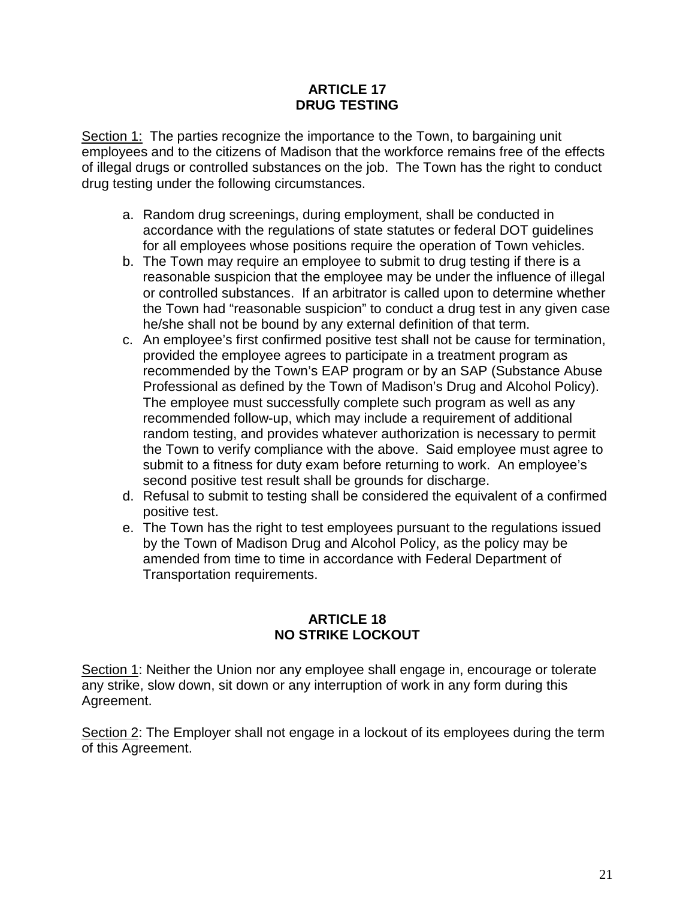## ARTICLE 17
## DRUG TESTING

Section 1: The parties recognize the importance to the Town, to bargaining unit employees and to the citizens of Madison that the workforce remains free of the effects of illegal drugs or controlled substances on the job. The Town has the right to conduct drug testing under the following circumstances.

a. Random drug screenings, during employment, shall be conducted in accordance with the regulations of state statutes or federal DOT guidelines for all employees whose positions require the operation of Town vehicles.
b. The Town may require an employee to submit to drug testing if there is a reasonable suspicion that the employee may be under the influence of illegal or controlled substances. If an arbitrator is called upon to determine whether the Town had "reasonable suspicion" to conduct a drug test in any given case he/she shall not be bound by any external definition of that term.
c. An employee's first confirmed positive test shall not be cause for termination, provided the employee agrees to participate in a treatment program as recommended by the Town's EAP program or by an SAP (Substance Abuse Professional as defined by the Town of Madison's Drug and Alcohol Policy). The employee must successfully complete such program as well as any recommended follow-up, which may include a requirement of additional random testing, and provides whatever authorization is necessary to permit the Town to verify compliance with the above. Said employee must agree to submit to a fitness for duty exam before returning to work. An employee's second positive test result shall be grounds for discharge.
d. Refusal to submit to testing shall be considered the equivalent of a confirmed positive test.
e. The Town has the right to test employees pursuant to the regulations issued by the Town of Madison Drug and Alcohol Policy, as the policy may be amended from time to time in accordance with Federal Department of Transportation requirements.

## ARTICLE 18
## NO STRIKE LOCKOUT

Section 1: Neither the Union nor any employee shall engage in, encourage or tolerate any strike, slow down, sit down or any interruption of work in any form during this Agreement.

Section 2: The Employer shall not engage in a lockout of its employees during the term of this Agreement.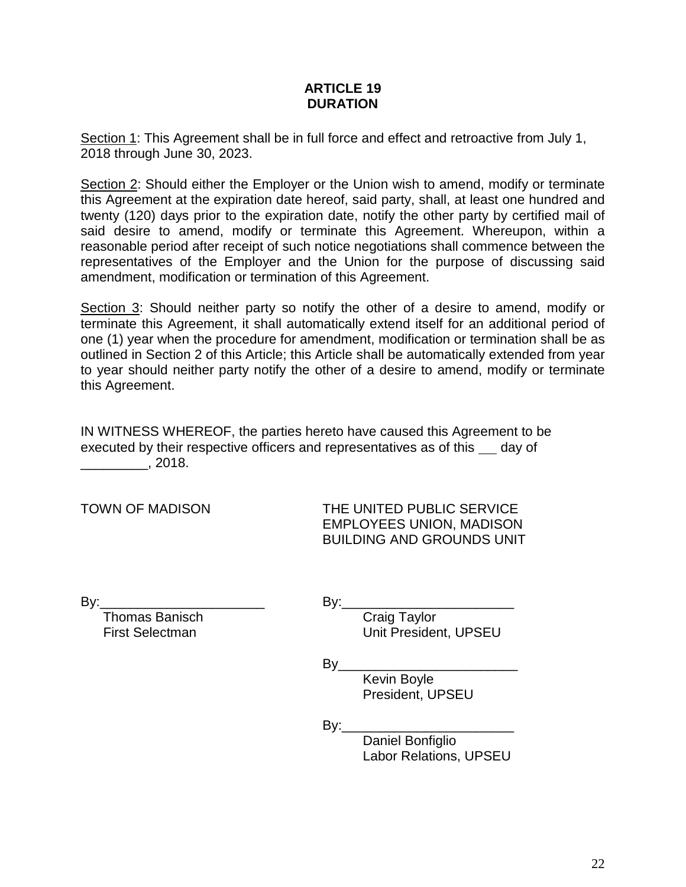# ARTICLE 19
# DURATION

Section 1: This Agreement shall be in full force and effect and retroactive from July 1, 2018 through June 30, 2023.

Section 2: Should either the Employer or the Union wish to amend, modify or terminate this Agreement at the expiration date hereof, said party, shall, at least one hundred and twenty (120) days prior to the expiration date, notify the other party by certified mail of said desire to amend, modify or terminate this Agreement. Whereupon, within a reasonable period after receipt of such notice negotiations shall commence between the representatives of the Employer and the Union for the purpose of discussing said amendment, modification or termination of this Agreement.

Section 3: Should neither party so notify the other of a desire to amend, modify or terminate this Agreement, it shall automatically extend itself for an additional period of one (1) year when the procedure for amendment, modification or termination shall be as outlined in Section 2 of this Article; this Article shall be automatically extended from year to year should neither party notify the other of a desire to amend, modify or terminate this Agreement.

IN WITNESS WHEREOF, the parties hereto have caused this Agreement to be executed by their respective officers and representatives as of this ___ day of _________, 2018.

TOWN OF MADISON

By:______________________
Thomas Banisch
First Selectman

THE UNITED PUBLIC SERVICE EMPLOYEES UNION, MADISON BUILDING AND GROUNDS UNIT

By:______________________
Craig Taylor
Unit President, UPSEU

By______________________
Kevin Boyle
President, UPSEU

By:______________________
Daniel Bonfiglio
Labor Relations, UPSEU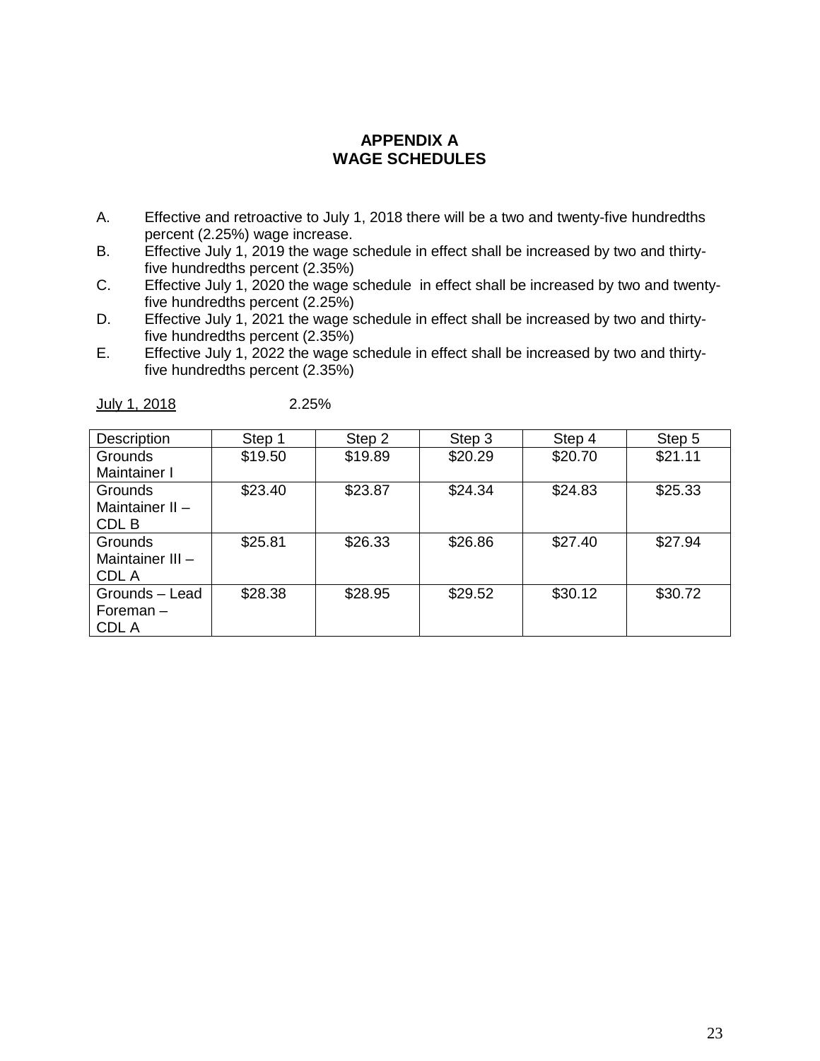# APPENDIX A
# WAGE SCHEDULES

A. Effective and retroactive to July 1, 2018 there will be a two and twenty-five hundredths percent (2.25%) wage increase.

B. Effective July 1, 2019 the wage schedule in effect shall be increased by two and thirty-five hundredths percent (2.35%)

C. Effective July 1, 2020 the wage schedule in effect shall be increased by two and twenty-five hundredths percent (2.25%)

D. Effective July 1, 2021 the wage schedule in effect shall be increased by two and thirty-five hundredths percent (2.35%)

E. Effective July 1, 2022 the wage schedule in effect shall be increased by two and thirty-five hundredths percent (2.35%)

July 1, 2018 2.25%

| Description | Step 1 | Step 2 | Step 3 | Step 4 | Step 5 |
|---|---|---|---|---|---|
| Grounds Maintainer I | $19.50 | $19.89 | $20.29 | $20.70 | $21.11 |
| Grounds Maintainer II – CDL B | $23.40 | $23.87 | $24.34 | $24.83 | $25.33 |
| Grounds Maintainer III – CDL A | $25.81 | $26.33 | $26.86 | $27.40 | $27.94 |
| Grounds – Lead Foreman – CDL A | $28.38 | $28.95 | $29.52 | $30.12 | $30.72 |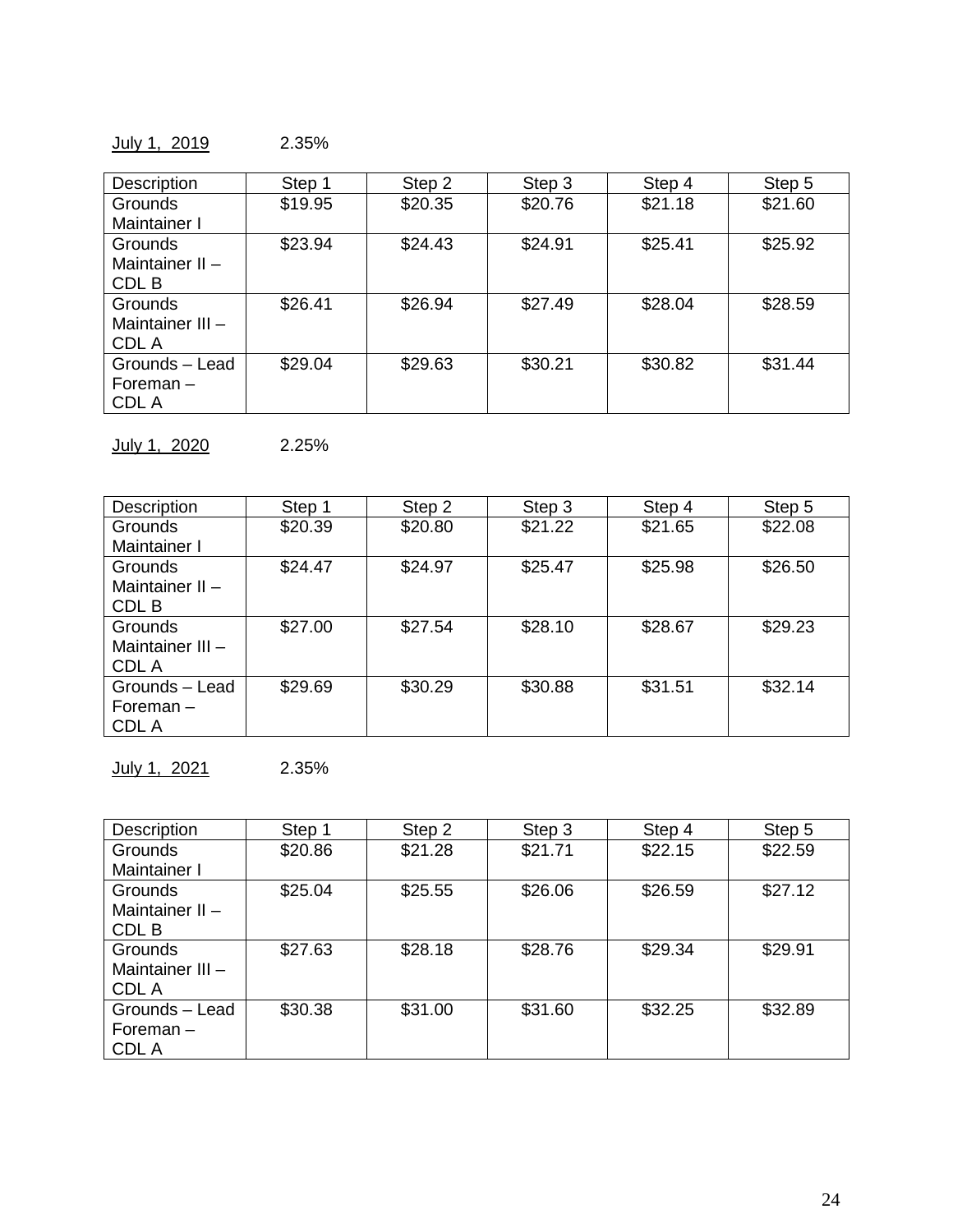July 1, 2019 2.35%

| Description | Step 1 | Step 2 | Step 3 | Step 4 | Step 5 |
|---|---|---|---|---|---|
| Grounds Maintainer I | $19.95 | $20.35 | $20.76 | $21.18 | $21.60 |
| Grounds Maintainer II – CDL B | $23.94 | $24.43 | $24.91 | $25.41 | $25.92 |
| Grounds Maintainer III – CDL A | $26.41 | $26.94 | $27.49 | $28.04 | $28.59 |
| Grounds – Lead Foreman – CDL A | $29.04 | $29.63 | $30.21 | $30.82 | $31.44 |

July 1, 2020 2.25%

| Description | Step 1 | Step 2 | Step 3 | Step 4 | Step 5 |
|---|---|---|---|---|---|
| Grounds Maintainer I | $20.39 | $20.80 | $21.22 | $21.65 | $22.08 |
| Grounds Maintainer II – CDL B | $24.47 | $24.97 | $25.47 | $25.98 | $26.50 |
| Grounds Maintainer III – CDL A | $27.00 | $27.54 | $28.10 | $28.67 | $29.23 |
| Grounds – Lead Foreman – CDL A | $29.69 | $30.29 | $30.88 | $31.51 | $32.14 |

July 1, 2021 2.35%

| Description | Step 1 | Step 2 | Step 3 | Step 4 | Step 5 |
|---|---|---|---|---|---|
| Grounds Maintainer I | $20.86 | $21.28 | $21.71 | $22.15 | $22.59 |
| Grounds Maintainer II – CDL B | $25.04 | $25.55 | $26.06 | $26.59 | $27.12 |
| Grounds Maintainer III – CDL A | $27.63 | $28.18 | $28.76 | $29.34 | $29.91 |
| Grounds – Lead Foreman – CDL A | $30.38 | $31.00 | $31.60 | $32.25 | $32.89 |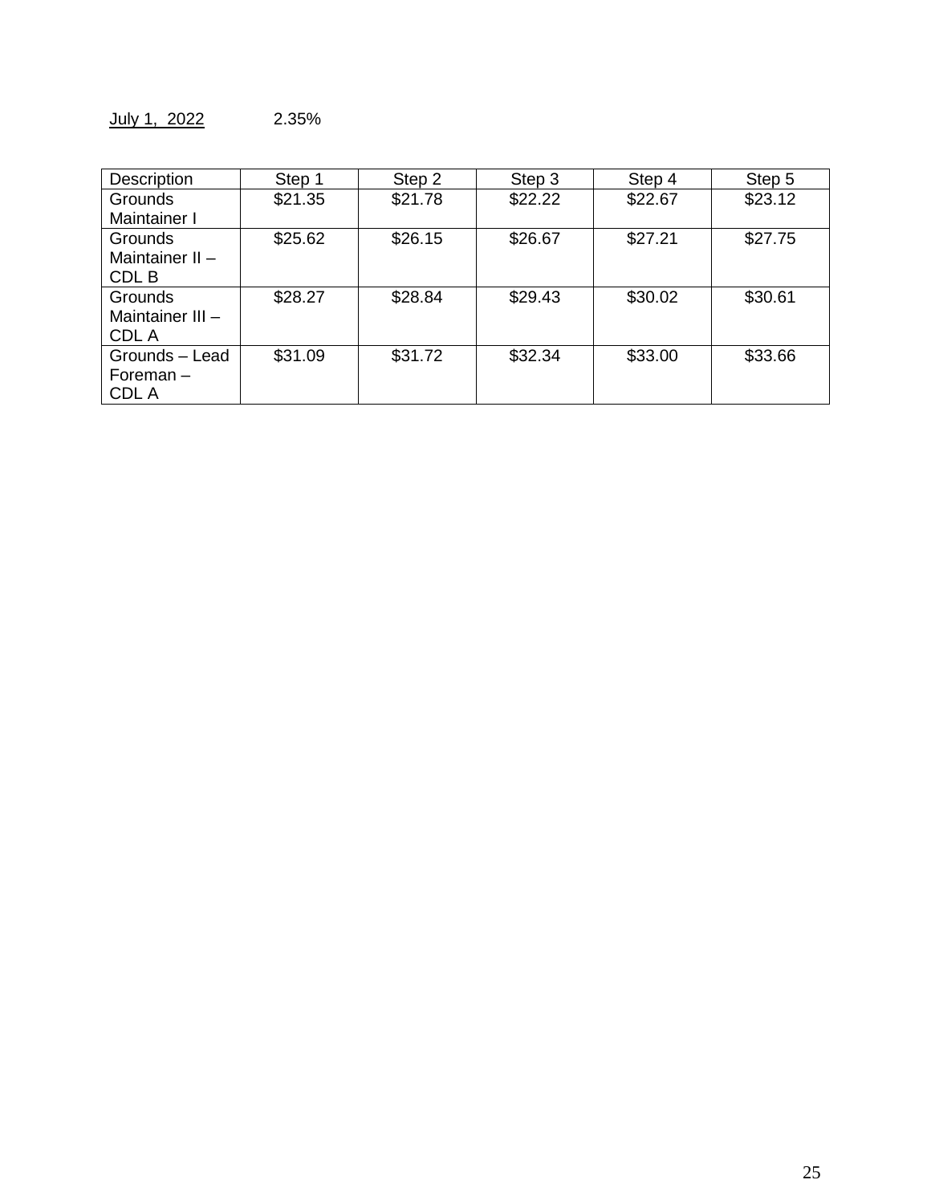<u>July 1, 2022</u>  2.35%

| Description | Step 1 | Step 2 | Step 3 | Step 4 | Step 5 |
|---|---|---|---|---|---|
| Grounds Maintainer I | $21.35 | $21.78 | $22.22 | $22.67 | $23.12 |
| Grounds Maintainer II – CDL B | $25.62 | $26.15 | $26.67 | $27.21 | $27.75 |
| Grounds Maintainer III – CDL A | $28.27 | $28.84 | $29.43 | $30.02 | $30.61 |
| Grounds – Lead Foreman – CDL A | $31.09 | $31.72 | $32.34 | $33.00 | $33.66 |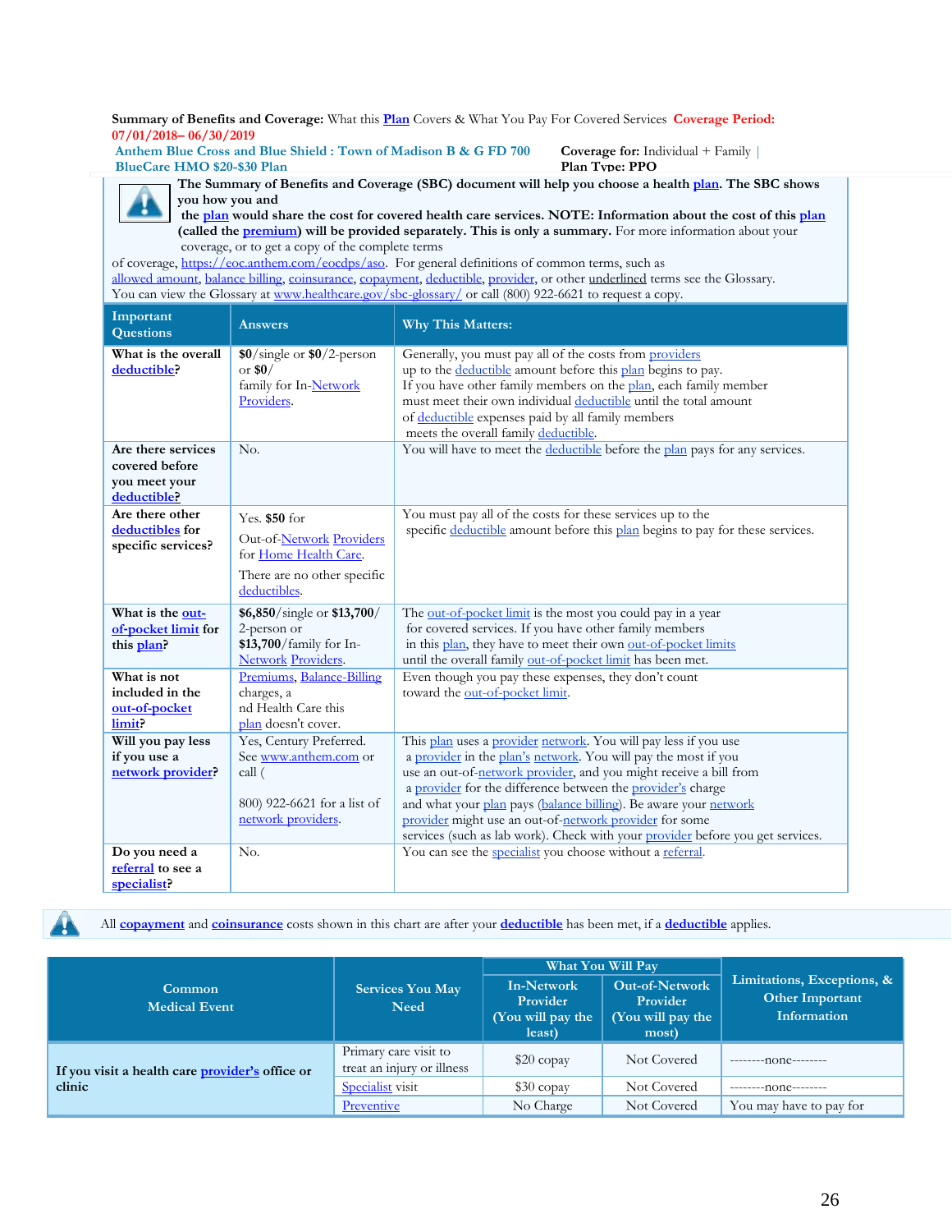**Summary of Benefits and Coverage:** What this **Plan** Covers & What You Pay For Covered Services **Coverage Period: 07/01/2018– 06/30/2019**

**Anthem Blue Cross and Blue Shield : Town of Madison B & G FD 700 BlueCare HMO $20-$30 Plan**

**Coverage for:** Individual + Family | **Plan Type: PPO**

**The Summary of Benefits and Coverage (SBC) document will help you choose a health plan. The SBC shows you how you and the plan would share the cost for covered health care services. NOTE: Information about the cost of this plan (called the premium) will be provided separately. This is only a summary.** For more information about your coverage, or to get a copy of the complete terms of coverage, https://eoc.anthem.com/eocdps/aso. For general definitions of common terms, such as allowed amount, balance billing, coinsurance, copayment, deductible, provider, or other underlined terms see the Glossary. You can view the Glossary at www.healthcare.gov/sbc-glossary/ or call (800) 922-6621 to request a copy.

| Important Questions | Answers | Why This Matters: |
|---|---|---|
| **What is the overall deductible?** | **$0**/single or **$0**/2-person or **$0**/ family for In-Network Providers. | Generally, you must pay all of the costs from providers up to the deductible amount before this plan begins to pay. If you have other family members on the plan, each family member must meet their own individual deductible until the total amount of deductible expenses paid by all family members meets the overall family deductible. |
| **Are there services covered before you meet your deductible?** | No. | You will have to meet the deductible before the plan pays for any services. |
| **Are there other deductibles for specific services?** | Yes. **$50** for Out-of-Network Providers for Home Health Care. There are no other specific deductibles. | You must pay all of the costs for these services up to the specific deductible amount before this plan begins to pay for these services. |
| **What is the out-of-pocket limit for this plan?** | **$6,850**/single or **$13,700**/ 2-person or **$13,700**/family for In-Network Providers. | The out-of-pocket limit is the most you could pay in a year for covered services. If you have other family members in this plan, they have to meet their own out-of-pocket limits until the overall family out-of-pocket limit has been met. |
| **What is not included in the out-of-pocket limit?** | Premiums, Balance-Billing charges, a nd Health Care this plan doesn't cover. | Even though you pay these expenses, they don't count toward the out-of-pocket limit. |
| **Will you pay less if you use a network provider?** | Yes, Century Preferred. See www.anthem.com or call (800) 922-6621 for a list of network providers. | This plan uses a provider network. You will pay less if you use a provider in the plan's network. You will pay the most if you use an out-of-network provider, and you might receive a bill from a provider for the difference between the provider's charge and what your plan pays (balance billing). Be aware your network provider might use an out-of-network provider for some services (such as lab work). Check with your provider before you get services. |
| **Do you need a referral to see a specialist?** | No. | You can see the specialist you choose without a referral. |

All **copayment** and **coinsurance** costs shown in this chart are after your **deductible** has been met, if a **deductible** applies.

| Common Medical Event | Services You May Need | What You Will Pay: In-Network Provider (You will pay the least) | What You Will Pay: Out-of-Network Provider (You will pay the most) | Limitations, Exceptions, & Other Important Information |
|---|---|---|---|---|
| **If you visit a health care provider's office or clinic** | Primary care visit to treat an injury or illness | $20 copay | Not Covered | --------none-------- |
| | Specialist visit | $30 copay | Not Covered | --------none-------- |
| | Preventive | No Charge | Not Covered | You may have to pay for |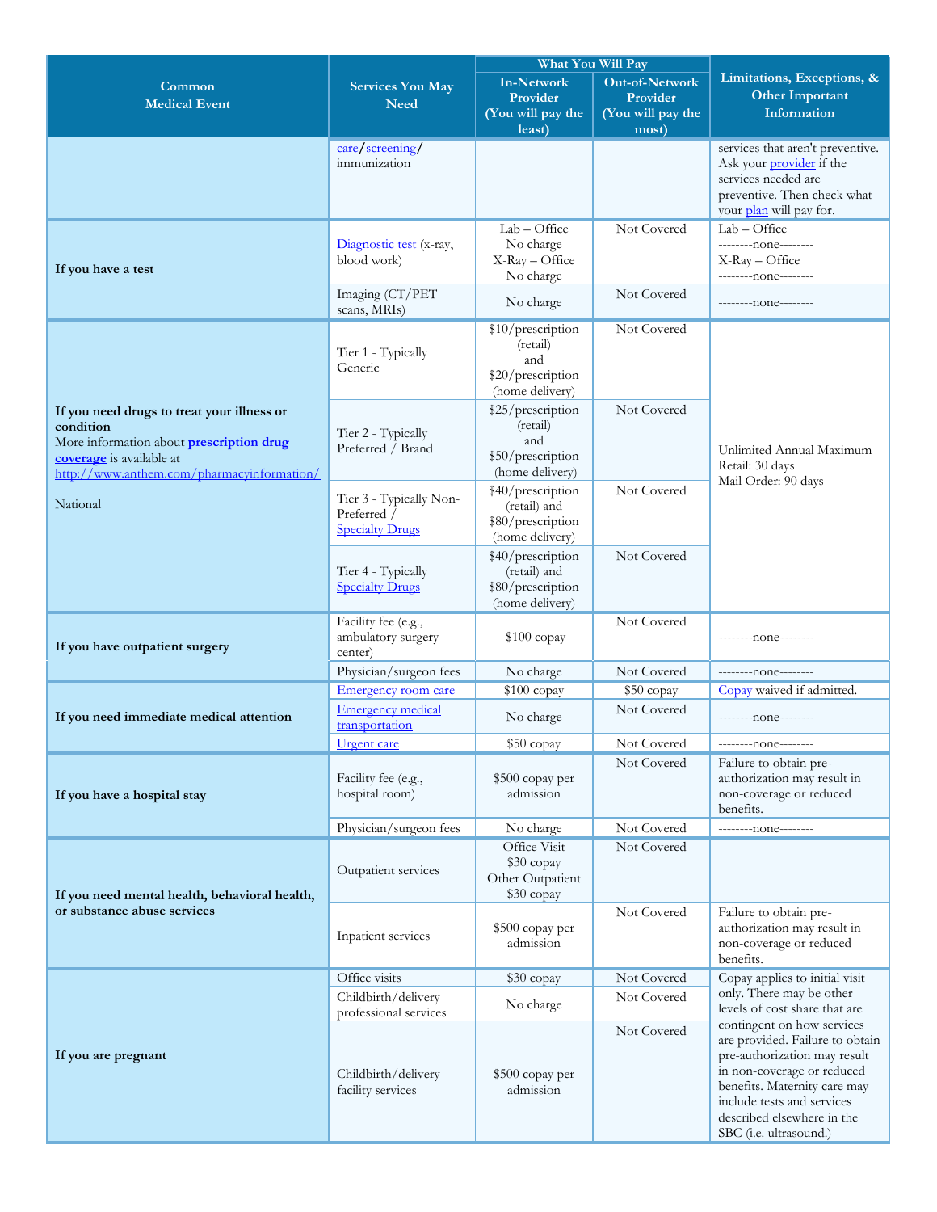| Common Medical Event | Services You May Need | What You Will Pay | | Limitations, Exceptions, & Other Important Information |
|---|---|---|---|---|
| | | In-Network Provider (You will pay the least) | Out-of-Network Provider (You will pay the most) | |
| | care/screening/ immunization | | | services that aren't preventive. Ask your provider if the services needed are preventive. Then check what your plan will pay for. |
| If you have a test | Diagnostic test (x-ray, blood work) | Lab – Office No charge X-Ray – Office No charge | Not Covered | Lab – Office --------none-------- X-Ray – Office --------none-------- |
| | Imaging (CT/PET scans, MRIs) | No charge | Not Covered | --------none-------- |
| If you need drugs to treat your illness or condition More information about **prescription drug coverage** is available at http://www.anthem.com/pharmacyinformation/ National | Tier 1 - Typically Generic | $10/prescription (retail) and $20/prescription (home delivery) | Not Covered | Unlimited Annual Maximum Retail: 30 days Mail Order: 90 days |
| | Tier 2 - Typically Preferred / Brand | $25/prescription (retail) and $50/prescription (home delivery) | Not Covered | |
| | Tier 3 - Typically Non-Preferred / Specialty Drugs | $40/prescription (retail) and $80/prescription (home delivery) | Not Covered | |
| | Tier 4 - Typically Specialty Drugs | $40/prescription (retail) and $80/prescription (home delivery) | Not Covered | |
| If you have outpatient surgery | Facility fee (e.g., ambulatory surgery center) | $100 copay | Not Covered | --------none-------- |
| | Physician/surgeon fees | No charge | Not Covered | --------none-------- |
| If you need immediate medical attention | Emergency room care | $100 copay | $50 copay | Copay waived if admitted. |
| | Emergency medical transportation | No charge | Not Covered | --------none-------- |
| | Urgent care | $50 copay | Not Covered | --------none-------- |
| If you have a hospital stay | Facility fee (e.g., hospital room) | $500 copay per admission | Not Covered | Failure to obtain pre-authorization may result in non-coverage or reduced benefits. |
| | Physician/surgeon fees | No charge | Not Covered | --------none-------- |
| If you need mental health, behavioral health, or substance abuse services | Outpatient services | Office Visit $30 copay Other Outpatient $30 copay | Not Covered | |
| | Inpatient services | $500 copay per admission | Not Covered | Failure to obtain pre-authorization may result in non-coverage or reduced benefits. |
| If you are pregnant | Office visits | $30 copay | Not Covered | Copay applies to initial visit only. There may be other levels of cost share that are contingent on how services are provided. Failure to obtain pre-authorization may result in non-coverage or reduced benefits. Maternity care may include tests and services described elsewhere in the SBC (i.e. ultrasound.) |
| | Childbirth/delivery professional services | No charge | Not Covered | |
| | Childbirth/delivery facility services | $500 copay per admission | Not Covered | |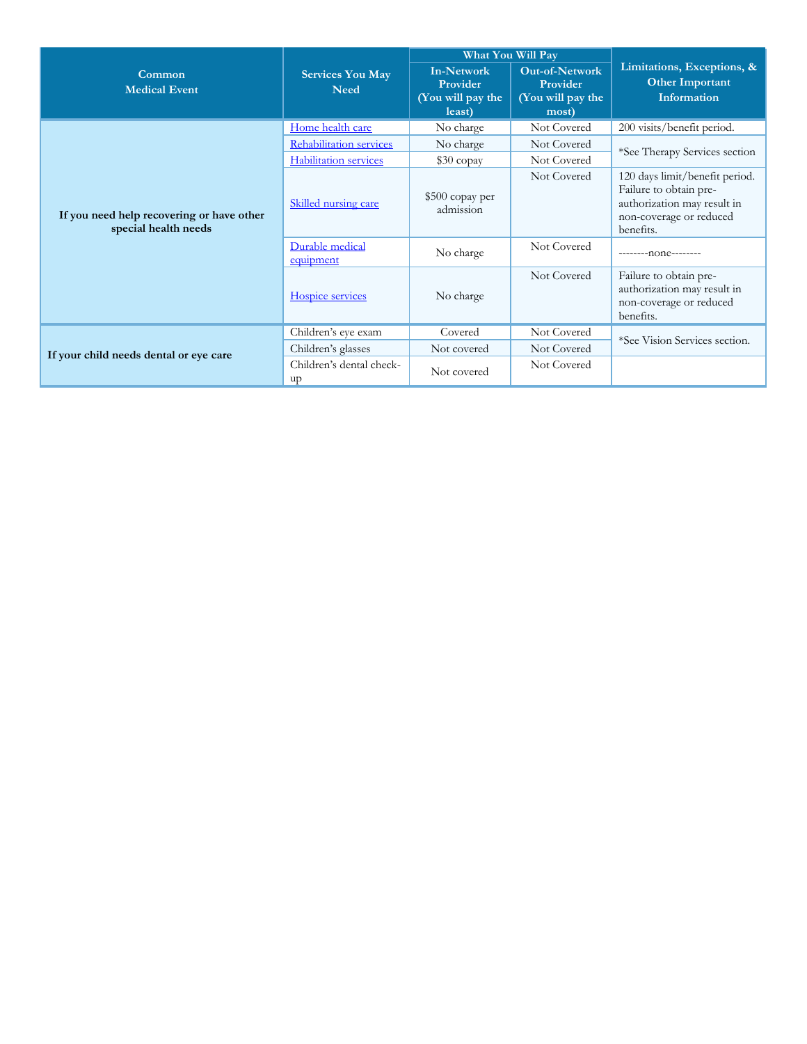| Common Medical Event | Services You May Need | What You Will Pay | | Limitations, Exceptions, & Other Important Information |
|---|---|---|---|---|
| | | In-Network Provider (You will pay the least) | Out-of-Network Provider (You will pay the most) | |
| If you need help recovering or have other special health needs | Home health care | No charge | Not Covered | 200 visits/benefit period. |
| | Rehabilitation services | No charge | Not Covered | *See Therapy Services section |
| | Habilitation services | $30 copay | Not Covered | |
| | Skilled nursing care | $500 copay per admission | Not Covered | 120 days limit/benefit period. Failure to obtain pre-authorization may result in non-coverage or reduced benefits. |
| | Durable medical equipment | No charge | Not Covered | --------none-------- |
| | Hospice services | No charge | Not Covered | Failure to obtain pre-authorization may result in non-coverage or reduced benefits. |
| If your child needs dental or eye care | Children's eye exam | Covered | Not Covered | *See Vision Services section. |
| | Children's glasses | Not covered | Not Covered | |
| | Children's dental check-up | Not covered | Not Covered | |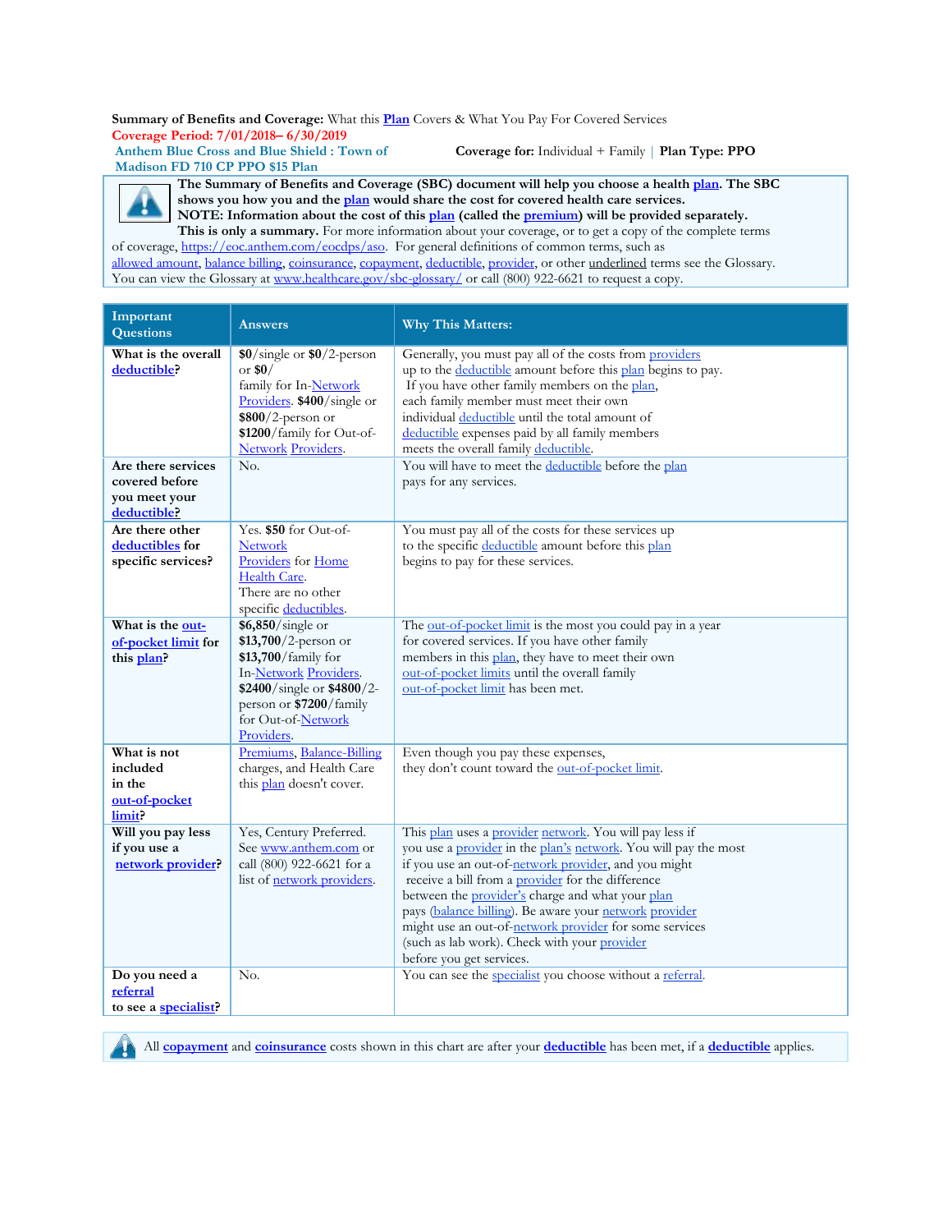**Summary of Benefits and Coverage:** What this Plan Covers & What You Pay For Covered Services
**Coverage Period: 7/01/2018– 6/30/2019**
**Anthem Blue Cross and Blue Shield : Town of Madison FD 710 CP PPO $15 Plan**
**Coverage for:** Individual + Family | **Plan Type: PPO**

**The Summary of Benefits and Coverage (SBC) document will help you choose a health plan. The SBC shows you how you and the plan would share the cost for covered health care services. NOTE: Information about the cost of this plan (called the premium) will be provided separately.**
**This is only a summary.** For more information about your coverage, or to get a copy of the complete terms of coverage, https://eoc.anthem.com/eocdps/aso. For general definitions of common terms, such as allowed amount, balance billing, coinsurance, copayment, deductible, provider, or other underlined terms see the Glossary. You can view the Glossary at www.healthcare.gov/sbc-glossary/ or call (800) 922-6621 to request a copy.

| Important Questions | Answers | Why This Matters: |
|---|---|---|
| **What is the overall deductible?** | **$0**/single or **$0**/2-person or **$0**/ family for In-Network Providers. **$400**/single or **$800**/2-person or **$1200**/family for Out-of-Network Providers. | Generally, you must pay all of the costs from providers up to the deductible amount before this plan begins to pay. If you have other family members on the plan, each family member must meet their own individual deductible until the total amount of deductible expenses paid by all family members meets the overall family deductible. |
| **Are there services covered before you meet your deductible?** | No. | You will have to meet the deductible before the plan pays for any services. |
| **Are there other deductibles for specific services?** | Yes. **$50** for Out-of-Network Providers for Home Health Care. There are no other specific deductibles. | You must pay all of the costs for these services up to the specific deductible amount before this plan begins to pay for these services. |
| **What is the out-of-pocket limit for this plan?** | **$6,850**/single or **$13,700**/2-person or **$13,700**/family for In-Network Providers. **$2400**/single or **$4800**/2-person or **$7200**/family for Out-of-Network Providers. | The out-of-pocket limit is the most you could pay in a year for covered services. If you have other family members in this plan, they have to meet their own out-of-pocket limits until the overall family out-of-pocket limit has been met. |
| **What is not included in the out-of-pocket limit?** | Premiums, Balance-Billing charges, and Health Care this plan doesn't cover. | Even though you pay these expenses, they don't count toward the out-of-pocket limit. |
| **Will you pay less if you use a network provider?** | Yes, Century Preferred. See www.anthem.com or call (800) 922-6621 for a list of network providers. | This plan uses a provider network. You will pay less if you use a provider in the plan's network. You will pay the most if you use an out-of-network provider, and you might receive a bill from a provider for the difference between the provider's charge and what your plan pays (balance billing). Be aware your network provider might use an out-of-network provider for some services (such as lab work). Check with your provider before you get services. |
| **Do you need a referral to see a specialist?** | No. | You can see the specialist you choose without a referral. |

All **copayment** and **coinsurance** costs shown in this chart are after your **deductible** has been met, if a **deductible** applies.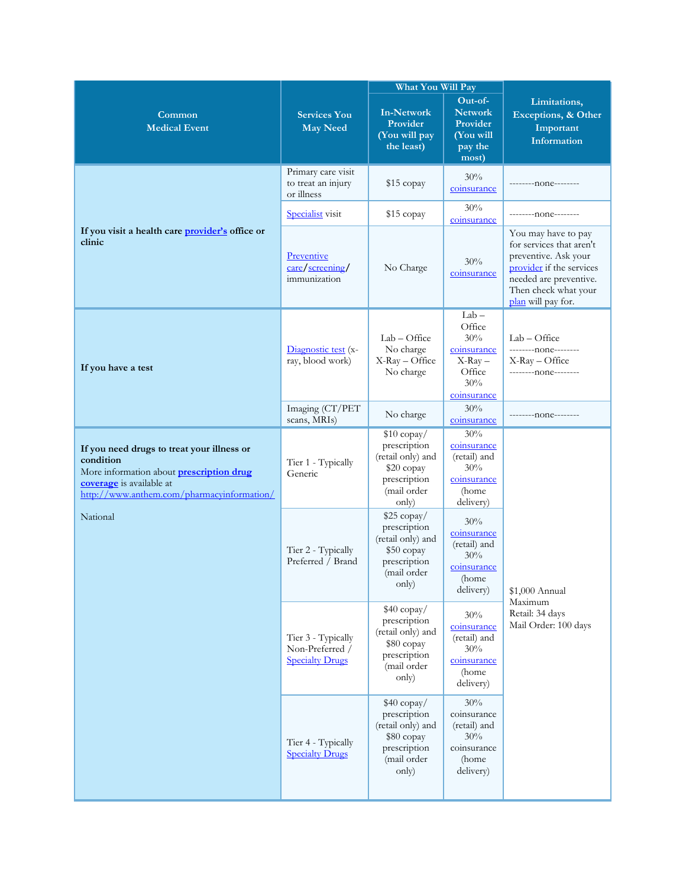| Common Medical Event | Services You May Need | What You Will Pay | | Limitations, Exceptions, & Other Important Information |
|---|---|---|---|---|
| | | In-Network Provider (You will pay the least) | Out-of-Network Provider (You will pay the most) | |
| If you visit a health care provider's office or clinic | Primary care visit to treat an injury or illness | $15 copay | 30% coinsurance | --------none-------- |
| | Specialist visit | $15 copay | 30% coinsurance | --------none-------- |
| | Preventive care/screening/ immunization | No Charge | 30% coinsurance | You may have to pay for services that aren't preventive. Ask your provider if the services needed are preventive. Then check what your plan will pay for. |
| If you have a test | Diagnostic test (x-ray, blood work) | Lab – Office No charge X-Ray – Office No charge | Lab – Office 30% coinsurance X-Ray – Office 30% coinsurance | Lab – Office --------none-------- X-Ray – Office --------none-------- |
| | Imaging (CT/PET scans, MRIs) | No charge | 30% coinsurance | --------none-------- |
| If you need drugs to treat your illness or condition More information about prescription drug coverage is available at http://www.anthem.com/pharmacyinformation/ National | Tier 1 - Typically Generic | $10 copay/ prescription (retail only) and $20 copay prescription (mail order only) | 30% coinsurance (retail) and 30% coinsurance (home delivery) | $1,000 Annual Maximum Retail: 34 days Mail Order: 100 days |
| | Tier 2 - Typically Preferred / Brand | $25 copay/ prescription (retail only) and $50 copay prescription (mail order only) | 30% coinsurance (retail) and 30% coinsurance (home delivery) | |
| | Tier 3 - Typically Non-Preferred / Specialty Drugs | $40 copay/ prescription (retail only) and $80 copay prescription (mail order only) | 30% coinsurance (retail) and 30% coinsurance (home delivery) | |
| | Tier 4 - Typically Specialty Drugs | $40 copay/ prescription (retail only) and $80 copay prescription (mail order only) | 30% coinsurance (retail) and 30% coinsurance (home delivery) | |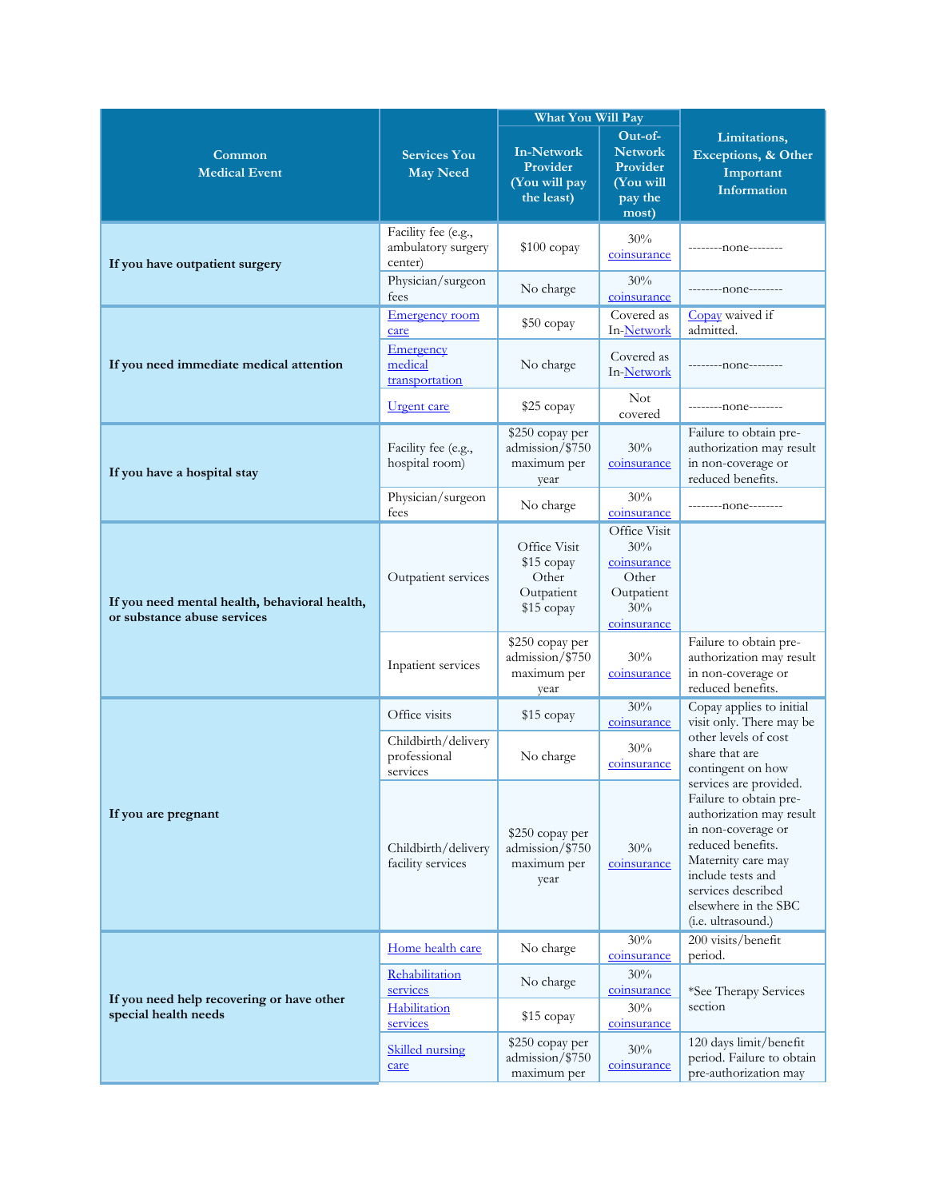| Common Medical Event | Services You May Need | What You Will Pay | | Limitations, Exceptions, & Other Important Information |
|---|---|---|---|---|
| | | In-Network Provider (You will pay the least) | Out-of-Network Provider (You will pay the most) | |
| If you have outpatient surgery | Facility fee (e.g., ambulatory surgery center) | $100 copay | 30% coinsurance | --------none-------- |
| | Physician/surgeon fees | No charge | 30% coinsurance | --------none-------- |
| If you need immediate medical attention | Emergency room care | $50 copay | Covered as In-Network | Copay waived if admitted. |
| | Emergency medical transportation | No charge | Covered as In-Network | --------none-------- |
| | Urgent care | $25 copay | Not covered | --------none-------- |
| If you have a hospital stay | Facility fee (e.g., hospital room) | $250 copay per admission/$750 maximum per year | 30% coinsurance | Failure to obtain pre-authorization may result in non-coverage or reduced benefits. |
| | Physician/surgeon fees | No charge | 30% coinsurance | --------none-------- |
| If you need mental health, behavioral health, or substance abuse services | Outpatient services | Office Visit $15 copay Other Outpatient $15 copay | Office Visit 30% coinsurance Other Outpatient 30% coinsurance | |
| | Inpatient services | $250 copay per admission/$750 maximum per year | 30% coinsurance | Failure to obtain pre-authorization may result in non-coverage or reduced benefits. |
| If you are pregnant | Office visits | $15 copay | 30% coinsurance | Copay applies to initial visit only. There may be other levels of cost share that are contingent on how services are provided. Failure to obtain pre-authorization may result in non-coverage or reduced benefits. Maternity care may include tests and services described elsewhere in the SBC (i.e. ultrasound.) |
| | Childbirth/delivery professional services | No charge | 30% coinsurance | |
| | Childbirth/delivery facility services | $250 copay per admission/$750 maximum per year | 30% coinsurance | |
| If you need help recovering or have other special health needs | Home health care | No charge | 30% coinsurance | 200 visits/benefit period. |
| | Rehabilitation services | No charge | 30% coinsurance | *See Therapy Services section |
| | Habilitation services | $15 copay | 30% coinsurance | |
| | Skilled nursing care | $250 copay per admission/$750 maximum per | 30% coinsurance | 120 days limit/benefit period. Failure to obtain pre-authorization may |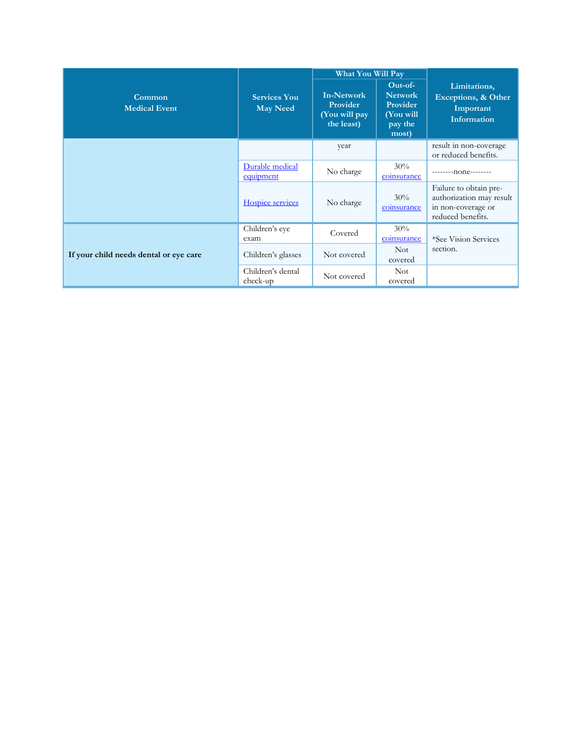| Common Medical Event | Services You May Need | What You Will Pay | | Limitations, Exceptions, & Other Important Information |
|---|---|---|---|---|
| | | In-Network Provider (You will pay the least) | Out-of-Network Provider (You will pay the most) | |
| | | year | | result in non-coverage or reduced benefits. |
| | Durable medical equipment | No charge | 30% coinsurance | --------none-------- |
| | Hospice services | No charge | 30% coinsurance | Failure to obtain pre-authorization may result in non-coverage or reduced benefits. |
| **If your child needs dental or eye care** | Children's eye exam | Covered | 30% coinsurance | *See Vision Services section. |
| | Children's glasses | Not covered | Not covered | |
| | Children's dental check-up | Not covered | Not covered | |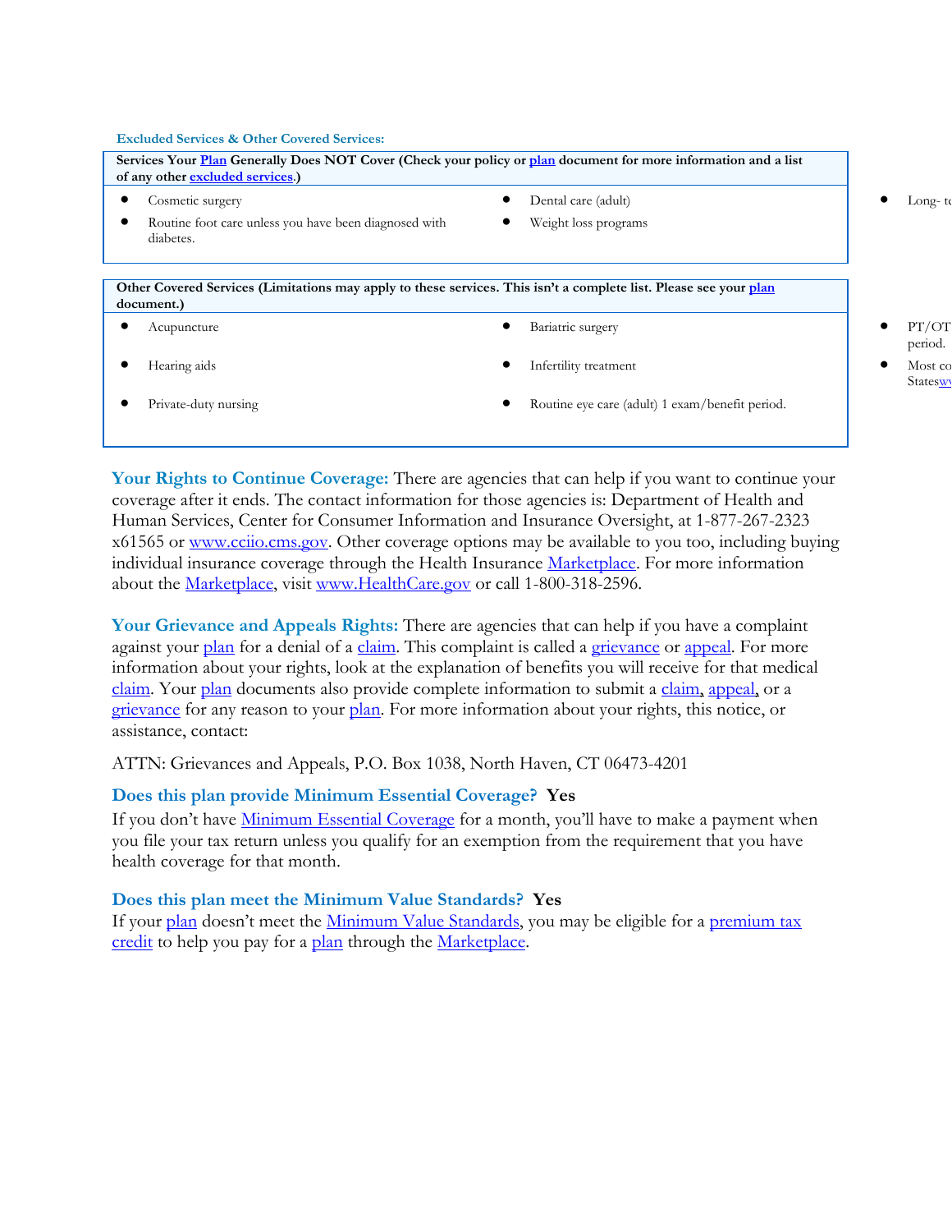**Excluded Services & Other Covered Services:**

**Services Your Plan Generally Does NOT Cover (Check your policy or plan document for more information and a list of any other excluded services.)**

- Cosmetic surgery
- Routine foot care unless you have been diagnosed with diabetes.
- Dental care (adult)
- Weight loss programs
- Long- te

**Other Covered Services (Limitations may apply to these services. This isn't a complete list. Please see your plan document.)**

- Acupuncture
- Hearing aids
- Private-duty nursing
- Bariatric surgery
- Infertility treatment
- Routine eye care (adult) 1 exam/benefit period.
- PT/OT period.
- Most co States

**Your Rights to Continue Coverage:** There are agencies that can help if you want to continue your coverage after it ends. The contact information for those agencies is: Department of Health and Human Services, Center for Consumer Information and Insurance Oversight, at 1-877-267-2323 x61565 or www.cciio.cms.gov. Other coverage options may be available to you too, including buying individual insurance coverage through the Health Insurance Marketplace. For more information about the Marketplace, visit www.HealthCare.gov or call 1-800-318-2596.

**Your Grievance and Appeals Rights:** There are agencies that can help if you have a complaint against your plan for a denial of a claim. This complaint is called a grievance or appeal. For more information about your rights, look at the explanation of benefits you will receive for that medical claim. Your plan documents also provide complete information to submit a claim, appeal, or a grievance for any reason to your plan. For more information about your rights, this notice, or assistance, contact:

ATTN: Grievances and Appeals, P.O. Box 1038, North Haven, CT 06473-4201

**Does this plan provide Minimum Essential Coverage? Yes**

If you don't have Minimum Essential Coverage for a month, you'll have to make a payment when you file your tax return unless you qualify for an exemption from the requirement that you have health coverage for that month.

**Does this plan meet the Minimum Value Standards? Yes**

If your plan doesn't meet the Minimum Value Standards, you may be eligible for a premium tax credit to help you pay for a plan through the Marketplace.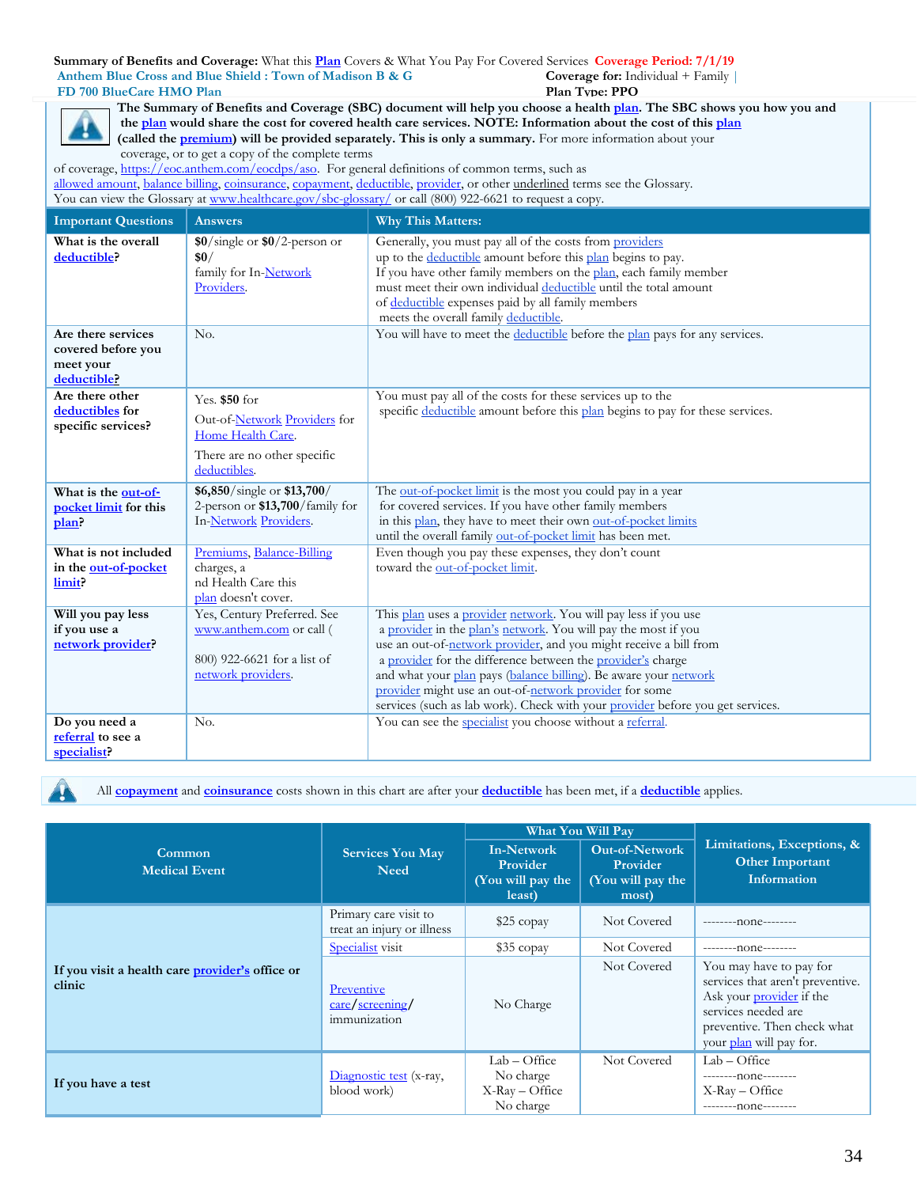**Summary of Benefits and Coverage:** What this Plan Covers & What You Pay For Covered Services **Coverage Period: 7/1/19**

Anthem Blue Cross and Blue Shield : Town of Madison B & G FD 700 BlueCare HMO Plan

**Coverage for:** Individual + Family | **Plan Type: PPO**

**The Summary of Benefits and Coverage (SBC) document will help you choose a health plan. The SBC shows you how you and the plan would share the cost for covered health care services. NOTE: Information about the cost of this plan (called the premium) will be provided separately. This is only a summary.** For more information about your coverage, or to get a copy of the complete terms of coverage, https://eoc.anthem.com/eocdps/aso. For general definitions of common terms, such as allowed amount, balance billing, coinsurance, copayment, deductible, provider, or other underlined terms see the Glossary. You can view the Glossary at www.healthcare.gov/sbc-glossary/ or call (800) 922-6621 to request a copy.

| Important Questions | Answers | Why This Matters: |
|---|---|---|
| **What is the overall deductible?** | **$0**/single or **$0**/2-person or **$0**/ family for In-Network Providers. | Generally, you must pay all of the costs from providers up to the deductible amount before this plan begins to pay. If you have other family members on the plan, each family member must meet their own individual deductible until the total amount of deductible expenses paid by all family members meets the overall family deductible. |
| **Are there services covered before you meet your deductible?** | No. | You will have to meet the deductible before the plan pays for any services. |
| **Are there other deductibles for specific services?** | Yes. **$50** for Out-of-Network Providers for Home Health Care. There are no other specific deductibles. | You must pay all of the costs for these services up to the specific deductible amount before this plan begins to pay for these services. |
| **What is the out-of-pocket limit for this plan?** | **$6,850**/single or **$13,700**/ 2-person or **$13,700**/family for In-Network Providers. | The out-of-pocket limit is the most you could pay in a year for covered services. If you have other family members in this plan, they have to meet their own out-of-pocket limits until the overall family out-of-pocket limit has been met. |
| **What is not included in the out-of-pocket limit?** | Premiums, Balance-Billing charges, a nd Health Care this plan doesn't cover. | Even though you pay these expenses, they don't count toward the out-of-pocket limit. |
| **Will you pay less if you use a network provider?** | Yes, Century Preferred. See www.anthem.com or call ( 800) 922-6621 for a list of network providers. | This plan uses a provider network. You will pay less if you use a provider in the plan's network. You will pay the most if you use an out-of-network provider, and you might receive a bill from a provider for the difference between the provider's charge and what your plan pays (balance billing). Be aware your network provider might use an out-of-network provider for some services (such as lab work). Check with your provider before you get services. |
| **Do you need a referral to see a specialist?** | No. | You can see the specialist you choose without a referral. |

All **copayment** and **coinsurance** costs shown in this chart are after your **deductible** has been met, if a **deductible** applies.

| Common Medical Event | Services You May Need | What You Will Pay: In-Network Provider (You will pay the least) | What You Will Pay: Out-of-Network Provider (You will pay the most) | Limitations, Exceptions, & Other Important Information |
|---|---|---|---|---|
| **If you visit a health care provider's office or clinic** | Primary care visit to treat an injury or illness | $25 copay | Not Covered | --------none-------- |
| | Specialist visit | $35 copay | Not Covered | --------none-------- |
| | Preventive care/screening/ immunization | No Charge | Not Covered | You may have to pay for services that aren't preventive. Ask your provider if the services needed are preventive. Then check what your plan will pay for. |
| **If you have a test** | Diagnostic test (x-ray, blood work) | Lab – Office No charge X-Ray – Office No charge | Not Covered | Lab – Office --------none-------- X-Ray – Office --------none-------- |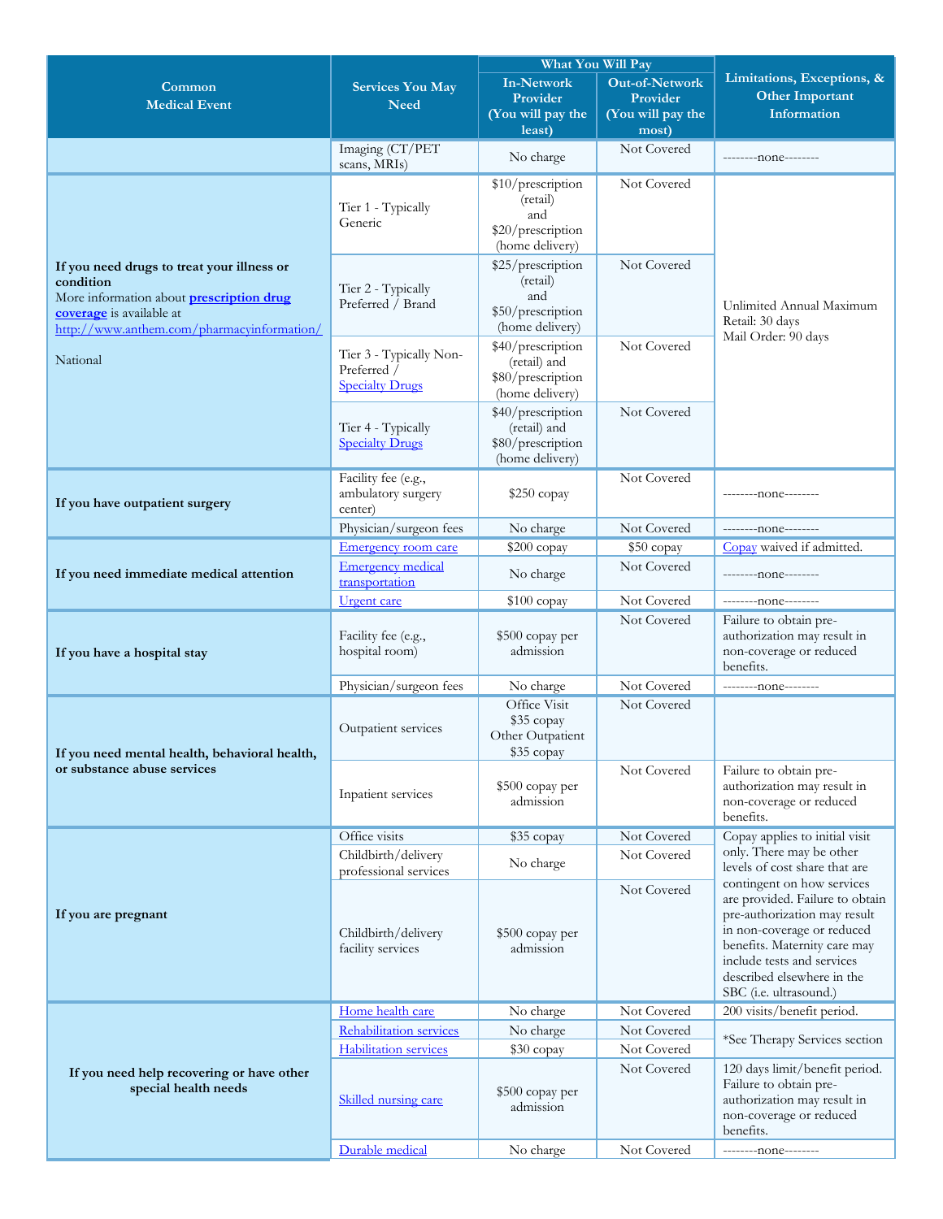| Common Medical Event | Services You May Need | What You Will Pay | | Limitations, Exceptions, & Other Important Information |
|---|---|---|---|---|
| | | In-Network Provider (You will pay the least) | Out-of-Network Provider (You will pay the most) | |
| | Imaging (CT/PET scans, MRIs) | No charge | Not Covered | --------none-------- |
| **If you need drugs to treat your illness or condition** More information about **prescription drug coverage** is available at http://www.anthem.com/pharmacyinformation/ National | Tier 1 - Typically Generic | $10/prescription (retail) and $20/prescription (home delivery) | Not Covered | Unlimited Annual Maximum Retail: 30 days Mail Order: 90 days |
| | Tier 2 - Typically Preferred / Brand | $25/prescription (retail) and $50/prescription (home delivery) | Not Covered | |
| | Tier 3 - Typically Non-Preferred / Specialty Drugs | $40/prescription (retail) and $80/prescription (home delivery) | Not Covered | |
| | Tier 4 - Typically Specialty Drugs | $40/prescription (retail) and $80/prescription (home delivery) | Not Covered | |
| **If you have outpatient surgery** | Facility fee (e.g., ambulatory surgery center) | $250 copay | Not Covered | --------none-------- |
| | Physician/surgeon fees | No charge | Not Covered | --------none-------- |
| **If you need immediate medical attention** | Emergency room care | $200 copay | $50 copay | Copay waived if admitted. |
| | Emergency medical transportation | No charge | Not Covered | --------none-------- |
| | Urgent care | $100 copay | Not Covered | --------none-------- |
| **If you have a hospital stay** | Facility fee (e.g., hospital room) | $500 copay per admission | Not Covered | Failure to obtain pre-authorization may result in non-coverage or reduced benefits. |
| | Physician/surgeon fees | No charge | Not Covered | --------none-------- |
| **If you need mental health, behavioral health, or substance abuse services** | Outpatient services | Office Visit $35 copay Other Outpatient $35 copay | Not Covered | |
| | Inpatient services | $500 copay per admission | Not Covered | Failure to obtain pre-authorization may result in non-coverage or reduced benefits. |
| **If you are pregnant** | Office visits | $35 copay | Not Covered | Copay applies to initial visit only. There may be other levels of cost share that are contingent on how services are provided. Failure to obtain pre-authorization may result in non-coverage or reduced benefits. Maternity care may include tests and services described elsewhere in the SBC (i.e. ultrasound.) |
| | Childbirth/delivery professional services | No charge | Not Covered | |
| | Childbirth/delivery facility services | $500 copay per admission | Not Covered | |
| **If you need help recovering or have other special health needs** | Home health care | No charge | Not Covered | 200 visits/benefit period. |
| | Rehabilitation services | No charge | Not Covered | *See Therapy Services section |
| | Habilitation services | $30 copay | Not Covered | |
| | Skilled nursing care | $500 copay per admission | Not Covered | 120 days limit/benefit period. Failure to obtain pre-authorization may result in non-coverage or reduced benefits. |
| | Durable medical | No charge | Not Covered | --------none-------- |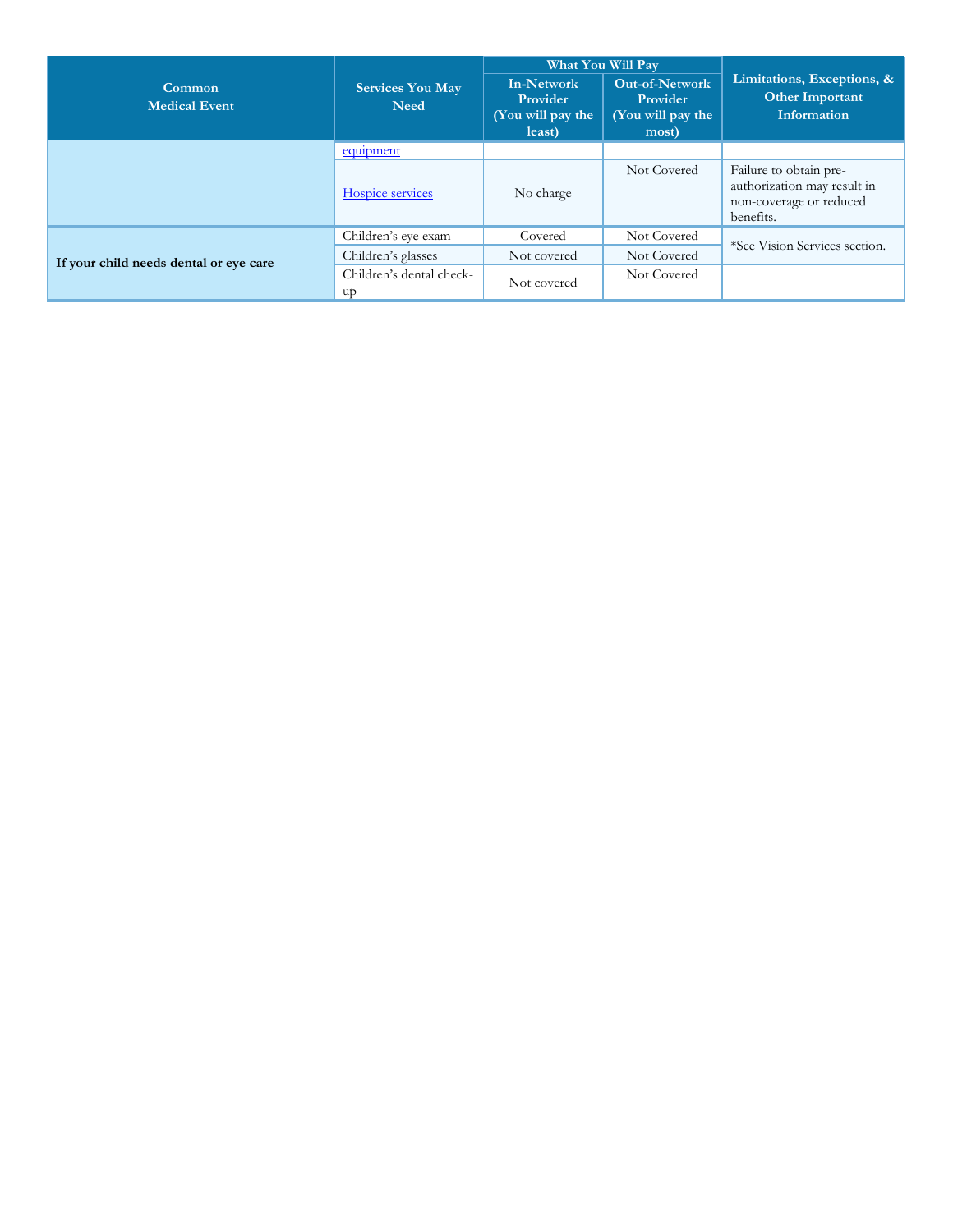| Common Medical Event | Services You May Need | What You Will Pay | | Limitations, Exceptions, & Other Important Information |
|---|---|---|---|---|
| | | In-Network Provider (You will pay the least) | Out-of-Network Provider (You will pay the most) | |
| | equipment | | | |
| | Hospice services | No charge | Not Covered | Failure to obtain pre-authorization may result in non-coverage or reduced benefits. |
| **If your child needs dental or eye care** | Children's eye exam | Covered | Not Covered | *See Vision Services section. |
| | Children's glasses | Not covered | Not Covered | |
| | Children's dental check-up | Not covered | Not Covered | |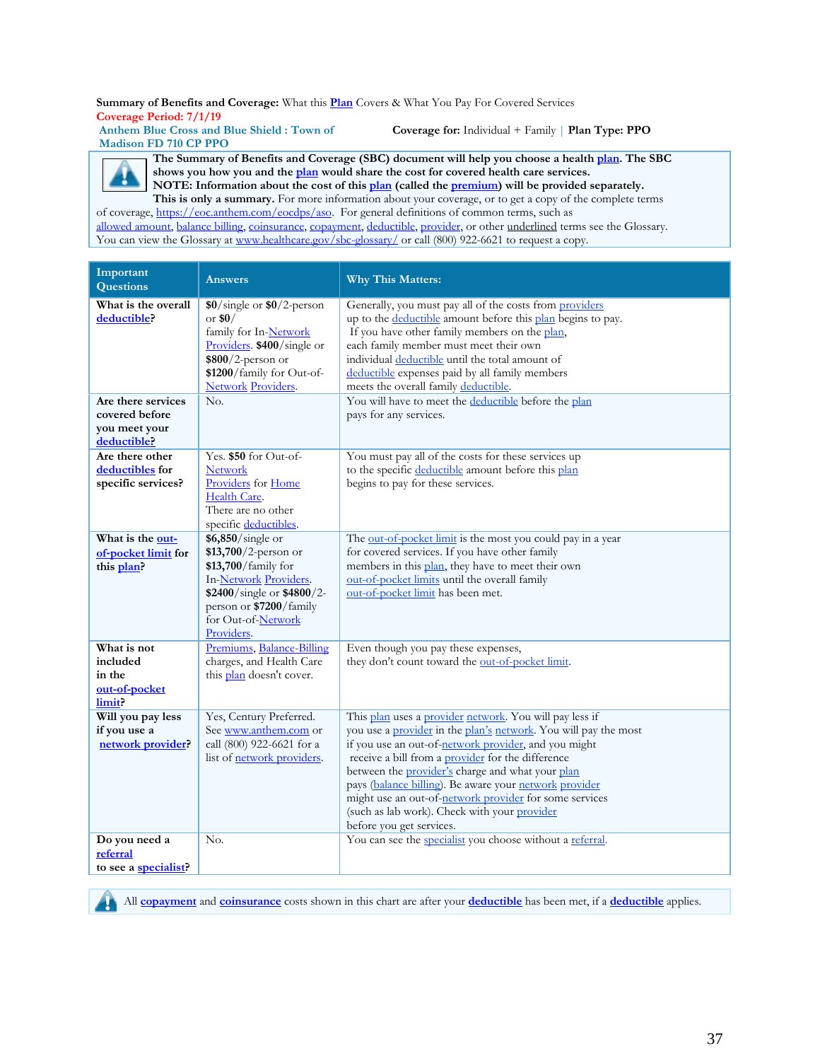**Summary of Benefits and Coverage:** What this Plan Covers & What You Pay For Covered Services
Coverage Period: 7/1/19

Anthem Blue Cross and Blue Shield : Town of Madison FD 710 CP PPO

**Coverage for:** Individual + Family | **Plan Type: PPO**

**The Summary of Benefits and Coverage (SBC) document will help you choose a health plan. The SBC shows you how you and the plan would share the cost for covered health care services. NOTE: Information about the cost of this plan (called the premium) will be provided separately.**
**This is only a summary.** For more information about your coverage, or to get a copy of the complete terms of coverage, https://eoc.anthem.com/eocdps/aso. For general definitions of common terms, such as allowed amount, balance billing, coinsurance, copayment, deductible, provider, or other underlined terms see the Glossary. You can view the Glossary at www.healthcare.gov/sbc-glossary/ or call (800) 922-6621 to request a copy.

| Important Questions | Answers | Why This Matters: |
|---|---|---|
| **What is the overall deductible?** | **$0**/single or **$0**/2-person or **$0**/ family for In-Network Providers. **$400**/single or **$800**/2-person or **$1200**/family for Out-of-Network Providers. | Generally, you must pay all of the costs from providers up to the deductible amount before this plan begins to pay. If you have other family members on the plan, each family member must meet their own individual deductible until the total amount of deductible expenses paid by all family members meets the overall family deductible. |
| **Are there services covered before you meet your deductible?** | No. | You will have to meet the deductible before the plan pays for any services. |
| **Are there other deductibles for specific services?** | Yes. **$50** for Out-of-Network Providers for Home Health Care. There are no other specific deductibles. | You must pay all of the costs for these services up to the specific deductible amount before this plan begins to pay for these services. |
| **What is the out-of-pocket limit for this plan?** | **$6,850**/single or **$13,700**/2-person or **$13,700**/family for In-Network Providers. **$2400**/single or **$4800**/2-person or **$7200**/family for Out-of-Network Providers. | The out-of-pocket limit is the most you could pay in a year for covered services. If you have other family members in this plan, they have to meet their own out-of-pocket limits until the overall family out-of-pocket limit has been met. |
| **What is not included in the out-of-pocket limit?** | Premiums, Balance-Billing charges, and Health Care this plan doesn't cover. | Even though you pay these expenses, they don't count toward the out-of-pocket limit. |
| **Will you pay less if you use a network provider?** | Yes, Century Preferred. See www.anthem.com or call (800) 922-6621 for a list of network providers. | This plan uses a provider network. You will pay less if you use a provider in the plan's network. You will pay the most if you use an out-of-network provider, and you might receive a bill from a provider for the difference between the provider's charge and what your plan pays (balance billing). Be aware your network provider might use an out-of-network provider for some services (such as lab work). Check with your provider before you get services. |
| **Do you need a referral to see a specialist?** | No. | You can see the specialist you choose without a referral. |

All **copayment** and **coinsurance** costs shown in this chart are after your **deductible** has been met, if a **deductible** applies.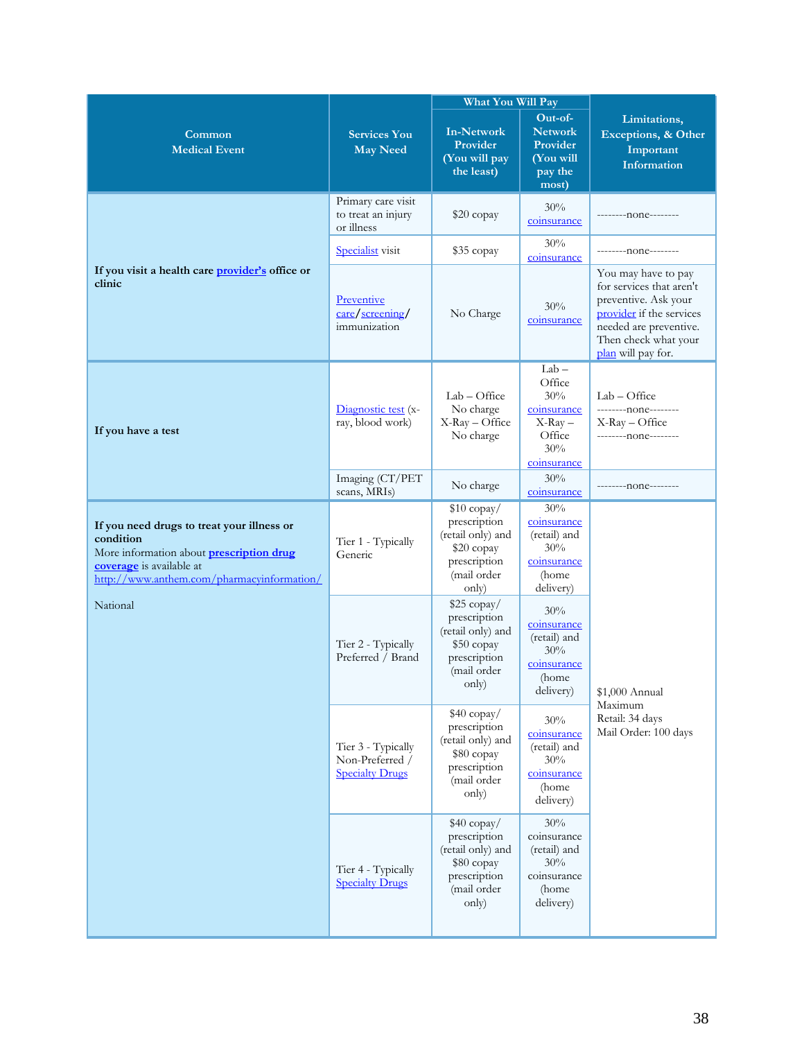| Common Medical Event | Services You May Need | What You Will Pay | | Limitations, Exceptions, & Other Important Information |
|---|---|---|---|---|
| | | In-Network Provider (You will pay the least) | Out-of-Network Provider (You will pay the most) | |
| **If you visit a health care provider's office or clinic** | Primary care visit to treat an injury or illness | $20 copay | 30% coinsurance | --------none-------- |
| | Specialist visit | $35 copay | 30% coinsurance | --------none-------- |
| | Preventive care/screening/ immunization | No Charge | 30% coinsurance | You may have to pay for services that aren't preventive. Ask your provider if the services needed are preventive. Then check what your plan will pay for. |
| **If you have a test** | Diagnostic test (x-ray, blood work) | Lab – Office No charge X-Ray – Office No charge | Lab – Office 30% coinsurance X-Ray – Office 30% coinsurance | Lab – Office --------none-------- X-Ray – Office --------none-------- |
| | Imaging (CT/PET scans, MRIs) | No charge | 30% coinsurance | --------none-------- |
| **If you need drugs to treat your illness or condition** More information about **prescription drug coverage** is available at http://www.anthem.com/pharmacyinformation/ National | Tier 1 - Typically Generic | $10 copay/ prescription (retail only) and $20 copay prescription (mail order only) | 30% coinsurance (retail) and 30% coinsurance (home delivery) | $1,000 Annual Maximum Retail: 34 days Mail Order: 100 days |
| | Tier 2 - Typically Preferred / Brand | $25 copay/ prescription (retail only) and $50 copay prescription (mail order only) | 30% coinsurance (retail) and 30% coinsurance (home delivery) | |
| | Tier 3 - Typically Non-Preferred / Specialty Drugs | $40 copay/ prescription (retail only) and $80 copay prescription (mail order only) | 30% coinsurance (retail) and 30% coinsurance (home delivery) | |
| | Tier 4 - Typically Specialty Drugs | $40 copay/ prescription (retail only) and $80 copay prescription (mail order only) | 30% coinsurance (retail) and 30% coinsurance (home delivery) | |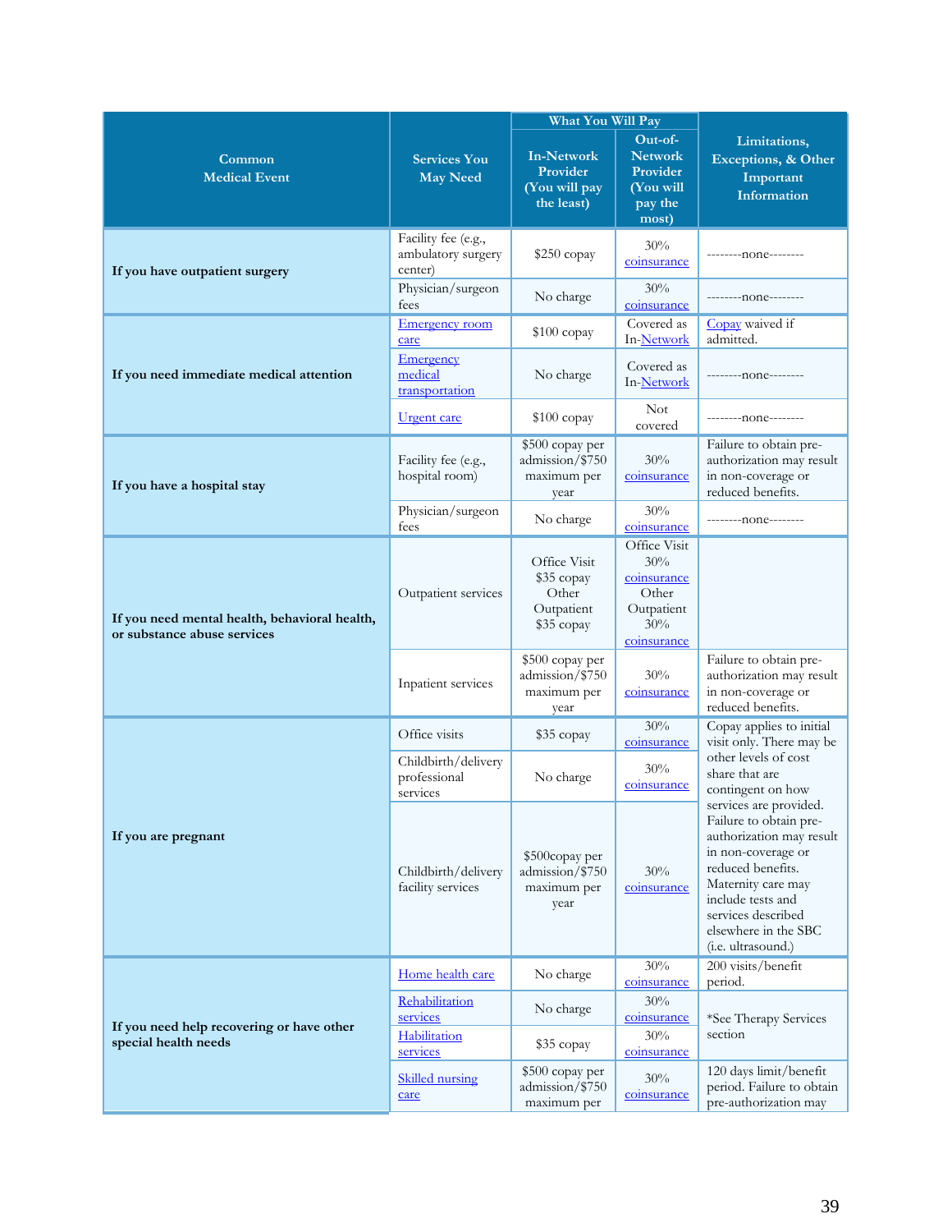| Common Medical Event | Services You May Need | What You Will Pay | | Limitations, Exceptions, & Other Important Information |
|---|---|---|---|---|
| | | In-Network Provider (You will pay the least) | Out-of-Network Provider (You will pay the most) | |
| If you have outpatient surgery | Facility fee (e.g., ambulatory surgery center) | $250 copay | 30% coinsurance | --------none-------- |
| | Physician/surgeon fees | No charge | 30% coinsurance | --------none-------- |
| If you need immediate medical attention | Emergency room care | $100 copay | Covered as In-Network | Copay waived if admitted. |
| | Emergency medical transportation | No charge | Covered as In-Network | --------none-------- |
| | Urgent care | $100 copay | Not covered | --------none-------- |
| If you have a hospital stay | Facility fee (e.g., hospital room) | $500 copay per admission/$750 maximum per year | 30% coinsurance | Failure to obtain pre-authorization may result in non-coverage or reduced benefits. |
| | Physician/surgeon fees | No charge | 30% coinsurance | --------none-------- |
| If you need mental health, behavioral health, or substance abuse services | Outpatient services | Office Visit $35 copay Other Outpatient $35 copay | Office Visit 30% coinsurance Other Outpatient 30% coinsurance | |
| | Inpatient services | $500 copay per admission/$750 maximum per year | 30% coinsurance | Failure to obtain pre-authorization may result in non-coverage or reduced benefits. |
| If you are pregnant | Office visits | $35 copay | 30% coinsurance | Copay applies to initial visit only. There may be other levels of cost share that are contingent on how services are provided. Failure to obtain pre-authorization may result in non-coverage or reduced benefits. Maternity care may include tests and services described elsewhere in the SBC (i.e. ultrasound.) |
| | Childbirth/delivery professional services | No charge | 30% coinsurance | |
| | Childbirth/delivery facility services | $500copay per admission/$750 maximum per year | 30% coinsurance | |
| If you need help recovering or have other special health needs | Home health care | No charge | 30% coinsurance | 200 visits/benefit period. |
| | Rehabilitation services | No charge | 30% coinsurance | *See Therapy Services section |
| | Habilitation services | $35 copay | 30% coinsurance | |
| | Skilled nursing care | $500 copay per admission/$750 maximum per | 30% coinsurance | 120 days limit/benefit period. Failure to obtain pre-authorization may |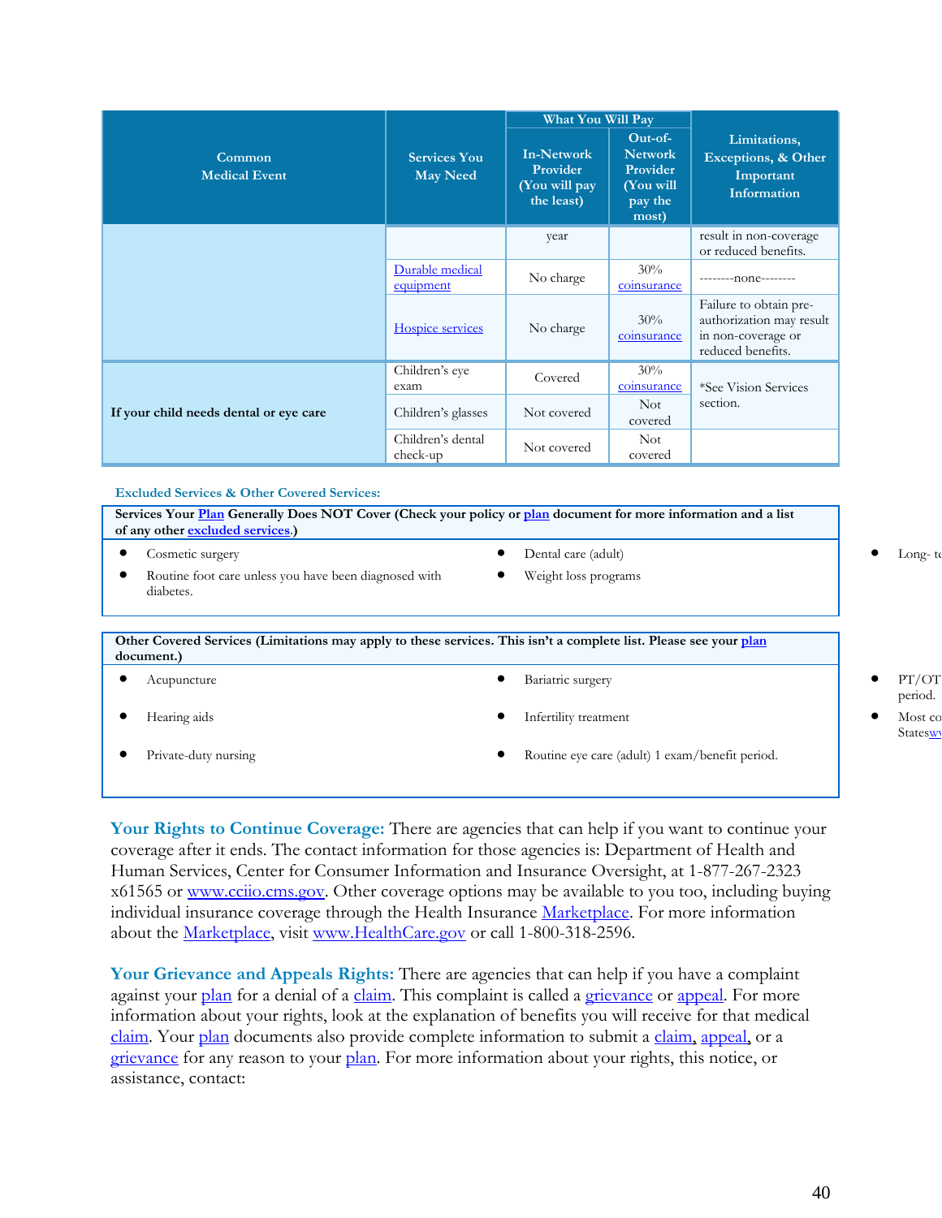| Common Medical Event | Services You May Need | What You Will Pay | | Limitations, Exceptions, & Other Important Information |
|---|---|---|---|---|
| | | In-Network Provider (You will pay the least) | Out-of-Network Provider (You will pay the most) | |
| | | year | | result in non-coverage or reduced benefits. |
| | Durable medical equipment | No charge | 30% coinsurance | --------none-------- |
| | Hospice services | No charge | 30% coinsurance | Failure to obtain pre-authorization may result in non-coverage or reduced benefits. |
| If your child needs dental or eye care | Children's eye exam | Covered | 30% coinsurance | *See Vision Services section. |
| | Children's glasses | Not covered | Not covered | |
| | Children's dental check-up | Not covered | Not covered | |

### Excluded Services & Other Covered Services:

**Services Your Plan Generally Does NOT Cover (Check your policy or plan document for more information and a list of any other excluded services.)**

- Cosmetic surgery
- Routine foot care unless you have been diagnosed with diabetes.
- Dental care (adult)
- Weight loss programs
- Long- t

**Other Covered Services (Limitations may apply to these services. This isn't a complete list. Please see your plan document.)**

- Acupuncture
- Hearing aids
- Private-duty nursing
- Bariatric surgery
- Infertility treatment
- Routine eye care (adult) 1 exam/benefit period.
- PT/OT period.
- Most co Statesw

**Your Rights to Continue Coverage:** There are agencies that can help if you want to continue your coverage after it ends. The contact information for those agencies is: Department of Health and Human Services, Center for Consumer Information and Insurance Oversight, at 1-877-267-2323 x61565 or www.cciio.cms.gov. Other coverage options may be available to you too, including buying individual insurance coverage through the Health Insurance Marketplace. For more information about the Marketplace, visit www.HealthCare.gov or call 1-800-318-2596.

**Your Grievance and Appeals Rights:** There are agencies that can help if you have a complaint against your plan for a denial of a claim. This complaint is called a grievance or appeal. For more information about your rights, look at the explanation of benefits you will receive for that medical claim. Your plan documents also provide complete information to submit a claim, appeal, or a grievance for any reason to your plan. For more information about your rights, this notice, or assistance, contact: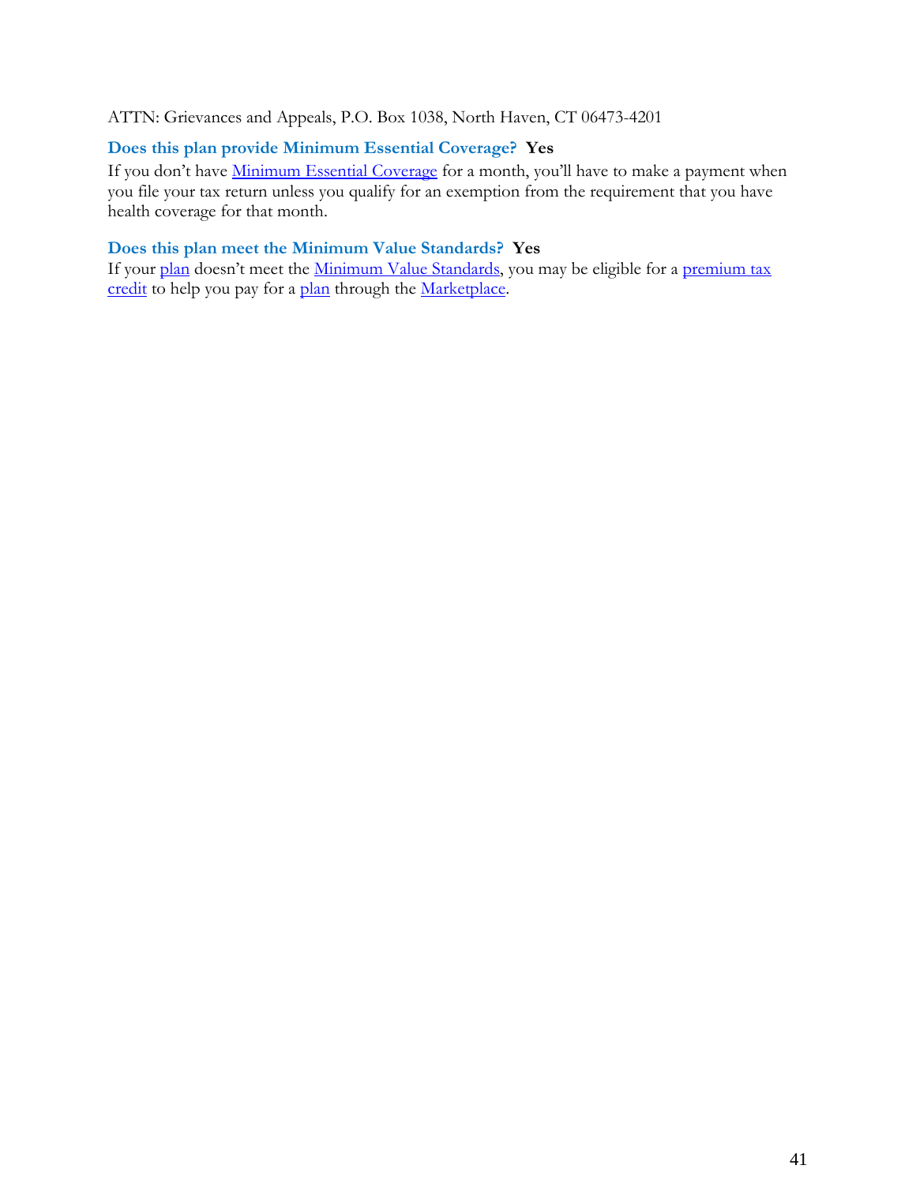ATTN: Grievances and Appeals, P.O. Box 1038, North Haven, CT 06473-4201

**Does this plan provide Minimum Essential Coverage? Yes**

If you don't have Minimum Essential Coverage for a month, you'll have to make a payment when you file your tax return unless you qualify for an exemption from the requirement that you have health coverage for that month.

**Does this plan meet the Minimum Value Standards? Yes**

If your plan doesn't meet the Minimum Value Standards, you may be eligible for a premium tax credit to help you pay for a plan through the Marketplace.